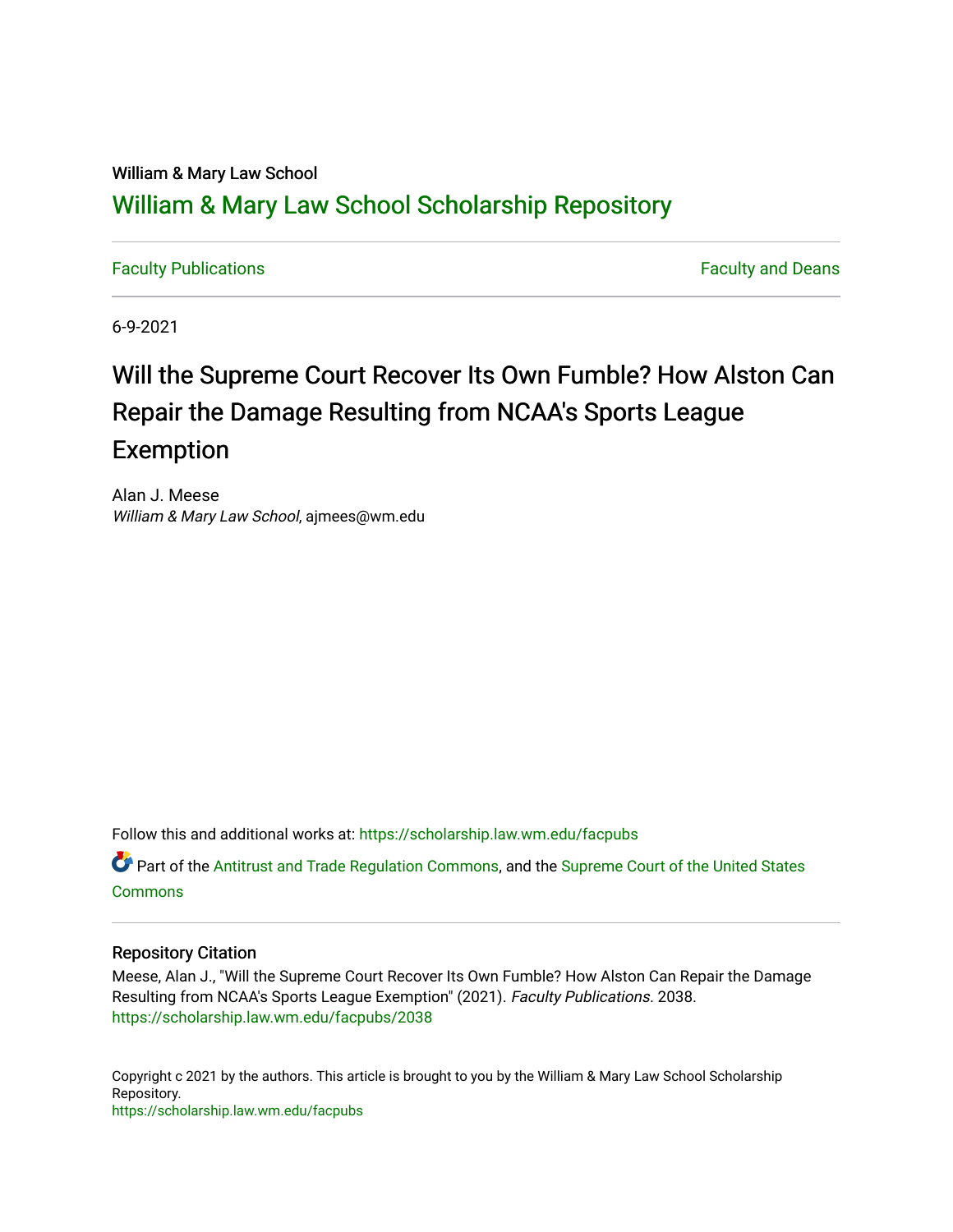William & Mary Law School

# William & Mary Law School Scholarship Repository

Faculty Publications | Faculty and Deans

6-9-2021

# Will the Supreme Court Recover Its Own Fumble? How Alston Can Repair the Damage Resulting from NCAA's Sports League Exemption

Alan J. Meese
*William & Mary Law School*, ajmees@wm.edu

Follow this and additional works at: https://scholarship.law.wm.edu/facpubs

Part of the Antitrust and Trade Regulation Commons, and the Supreme Court of the United States Commons

## Repository Citation

Meese, Alan J., "Will the Supreme Court Recover Its Own Fumble? How Alston Can Repair the Damage Resulting from NCAA's Sports League Exemption" (2021). *Faculty Publications*. 2038.
https://scholarship.law.wm.edu/facpubs/2038

Copyright c 2021 by the authors. This article is brought to you by the William & Mary Law School Scholarship Repository.
https://scholarship.law.wm.edu/facpubs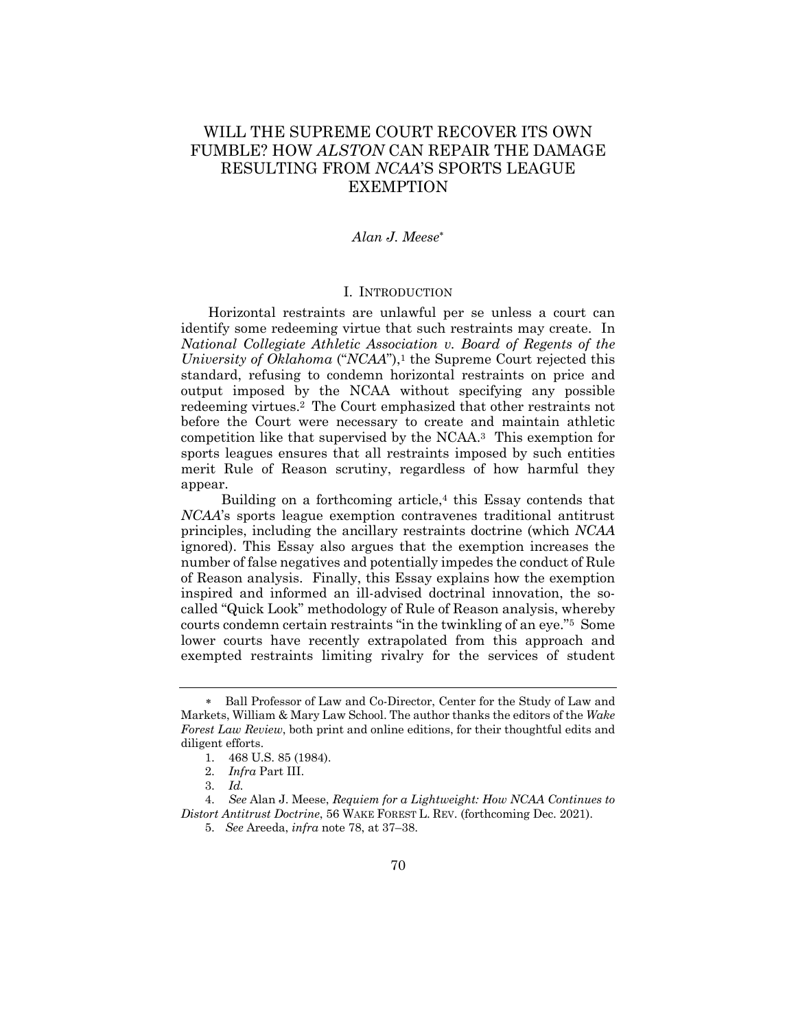# WILL THE SUPREME COURT RECOVER ITS OWN FUMBLE? HOW *ALSTON* CAN REPAIR THE DAMAGE RESULTING FROM *NCAA*'S SPORTS LEAGUE EXEMPTION

*Alan J. Meese*[*]

## I. INTRODUCTION

Horizontal restraints are unlawful per se unless a court can identify some redeeming virtue that such restraints may create. In *National Collegiate Athletic Association v. Board of Regents of the University of Oklahoma* ("*NCAA*"),[1] the Supreme Court rejected this standard, refusing to condemn horizontal restraints on price and output imposed by the NCAA without specifying any possible redeeming virtues.[2] The Court emphasized that other restraints not before the Court were necessary to create and maintain athletic competition like that supervised by the NCAA.[3] This exemption for sports leagues ensures that all restraints imposed by such entities merit Rule of Reason scrutiny, regardless of how harmful they appear.

Building on a forthcoming article,[4] this Essay contends that *NCAA*'s sports league exemption contravenes traditional antitrust principles, including the ancillary restraints doctrine (which *NCAA* ignored). This Essay also argues that the exemption increases the number of false negatives and potentially impedes the conduct of Rule of Reason analysis. Finally, this Essay explains how the exemption inspired and informed an ill-advised doctrinal innovation, the so-called "Quick Look" methodology of Rule of Reason analysis, whereby courts condemn certain restraints "in the twinkling of an eye."[5] Some lower courts have recently extrapolated from this approach and exempted restraints limiting rivalry for the services of student

---

\* Ball Professor of Law and Co-Director, Center for the Study of Law and Markets, William & Mary Law School. The author thanks the editors of the *Wake Forest Law Review*, both print and online editions, for their thoughtful edits and diligent efforts.

1. 468 U.S. 85 (1984).
2. *Infra* Part III.
3. *Id.*
4. *See* Alan J. Meese, *Requiem for a Lightweight: How NCAA Continues to Distort Antitrust Doctrine*, 56 WAKE FOREST L. REV. (forthcoming Dec. 2021).
5. *See* Areeda, *infra* note 78, at 37–38.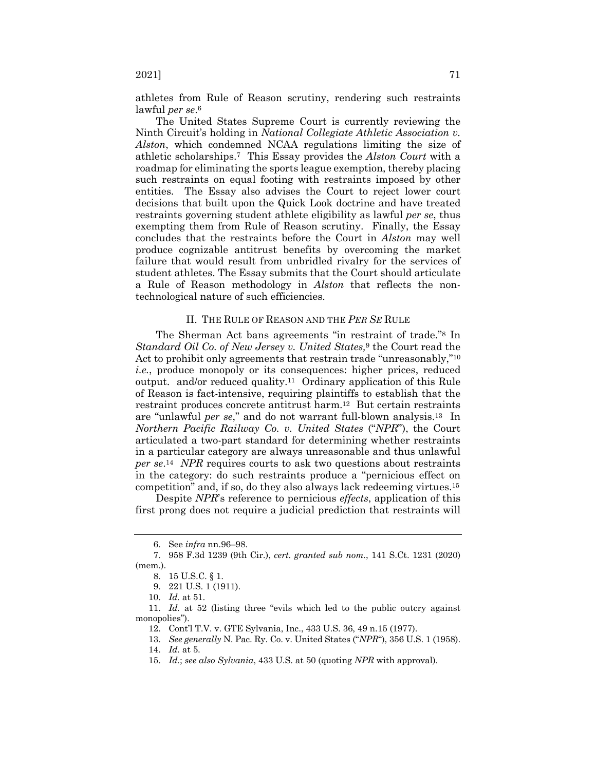athletes from Rule of Reason scrutiny, rendering such restraints lawful *per se*.[6]

The United States Supreme Court is currently reviewing the Ninth Circuit's holding in *National Collegiate Athletic Association v. Alston*, which condemned NCAA regulations limiting the size of athletic scholarships.[7] This Essay provides the *Alston Court* with a roadmap for eliminating the sports league exemption, thereby placing such restraints on equal footing with restraints imposed by other entities. The Essay also advises the Court to reject lower court decisions that built upon the Quick Look doctrine and have treated restraints governing student athlete eligibility as lawful *per se*, thus exempting them from Rule of Reason scrutiny. Finally, the Essay concludes that the restraints before the Court in *Alston* may well produce cognizable antitrust benefits by overcoming the market failure that would result from unbridled rivalry for the services of student athletes. The Essay submits that the Court should articulate a Rule of Reason methodology in *Alston* that reflects the non-technological nature of such efficiencies.

## II. THE RULE OF REASON AND THE *PER SE* RULE

The Sherman Act bans agreements "in restraint of trade."[8] In *Standard Oil Co. of New Jersey v. United States,*[9] the Court read the Act to prohibit only agreements that restrain trade "unreasonably,"[10] *i.e.*, produce monopoly or its consequences: higher prices, reduced output. and/or reduced quality.[11] Ordinary application of this Rule of Reason is fact-intensive, requiring plaintiffs to establish that the restraint produces concrete antitrust harm.[12] But certain restraints are "unlawful *per se*," and do not warrant full-blown analysis.[13] In *Northern Pacific Railway Co. v. United States* ("*NPR*"), the Court articulated a two-part standard for determining whether restraints in a particular category are always unreasonable and thus unlawful *per se*.[14] *NPR* requires courts to ask two questions about restraints in the category: do such restraints produce a "pernicious effect on competition" and, if so, do they also always lack redeeming virtues.[15]

Despite *NPR*'s reference to pernicious *effects*, application of this first prong does not require a judicial prediction that restraints will

---

6. See *infra* nn.96–98.

7. 958 F.3d 1239 (9th Cir.), *cert. granted sub nom.*, 141 S.Ct. 1231 (2020) (mem.).

8. 15 U.S.C. § 1.

9. 221 U.S. 1 (1911).

10. *Id.* at 51.

11. *Id.* at 52 (listing three "evils which led to the public outcry against monopolies").

12. Cont'l T.V. v. GTE Sylvania, Inc., 433 U.S. 36, 49 n.15 (1977).

13. *See generally* N. Pac. Ry. Co. v. United States ("*NPR*"), 356 U.S. 1 (1958).

14. *Id.* at 5.

15. *Id.*; *see also Sylvania*, 433 U.S. at 50 (quoting *NPR* with approval).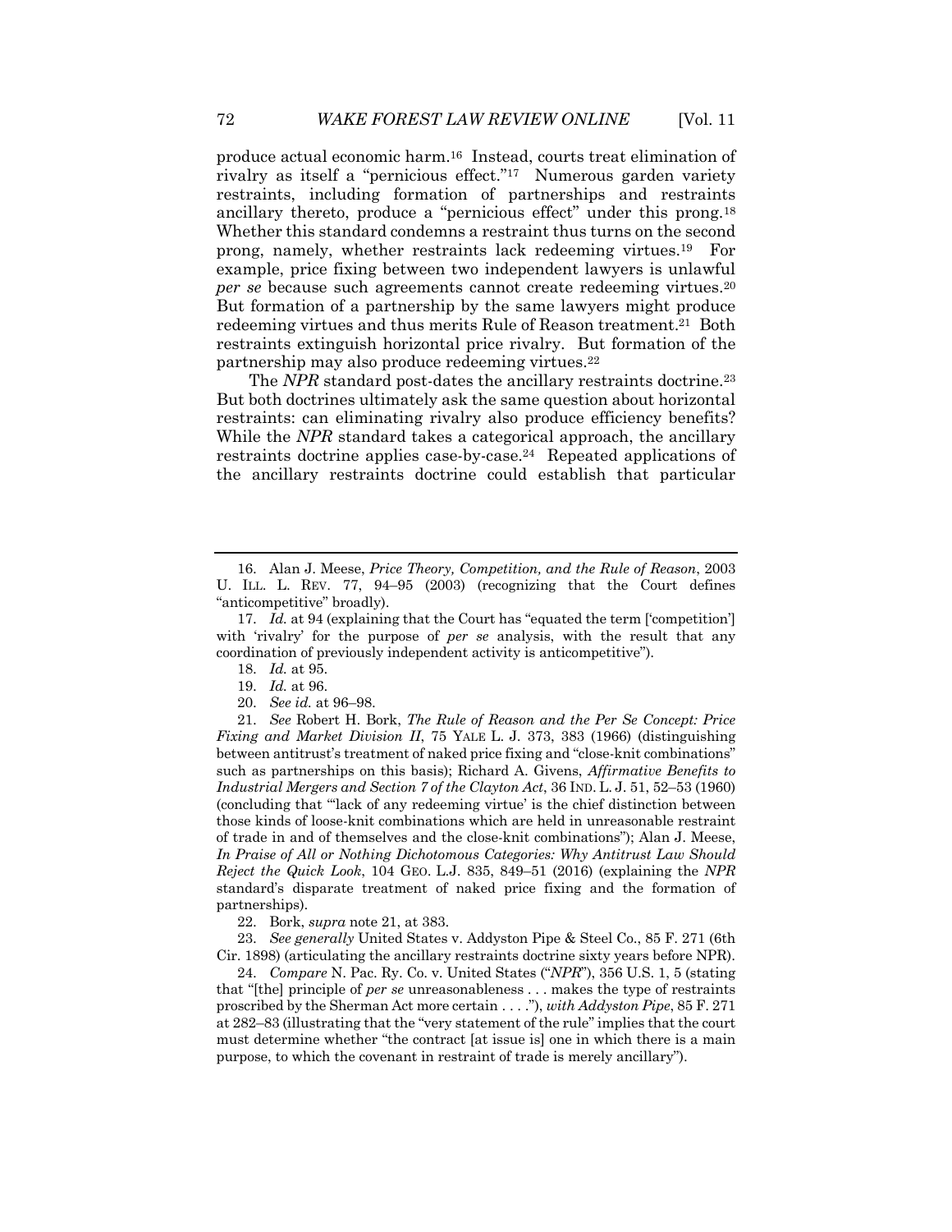produce actual economic harm.[16] Instead, courts treat elimination of rivalry as itself a "pernicious effect."[17] Numerous garden variety restraints, including formation of partnerships and restraints ancillary thereto, produce a "pernicious effect" under this prong.[18] Whether this standard condemns a restraint thus turns on the second prong, namely, whether restraints lack redeeming virtues.[19] For example, price fixing between two independent lawyers is unlawful *per se* because such agreements cannot create redeeming virtues.[20] But formation of a partnership by the same lawyers might produce redeeming virtues and thus merits Rule of Reason treatment.[21] Both restraints extinguish horizontal price rivalry. But formation of the partnership may also produce redeeming virtues.[22]

The *NPR* standard post-dates the ancillary restraints doctrine.[23] But both doctrines ultimately ask the same question about horizontal restraints: can eliminating rivalry also produce efficiency benefits? While the *NPR* standard takes a categorical approach, the ancillary restraints doctrine applies case-by-case.[24] Repeated applications of the ancillary restraints doctrine could establish that particular

---

16. Alan J. Meese, *Price Theory, Competition, and the Rule of Reason*, 2003 U. ILL. L. REV. 77, 94–95 (2003) (recognizing that the Court defines "anticompetitive" broadly).

17. *Id.* at 94 (explaining that the Court has "equated the term ['competition'] with 'rivalry' for the purpose of *per se* analysis, with the result that any coordination of previously independent activity is anticompetitive").

18. *Id.* at 95.

19. *Id.* at 96.

20. *See id.* at 96–98.

21. *See* Robert H. Bork, *The Rule of Reason and the Per Se Concept: Price Fixing and Market Division II*, 75 YALE L. J. 373, 383 (1966) (distinguishing between antitrust's treatment of naked price fixing and "close-knit combinations" such as partnerships on this basis); Richard A. Givens, *Affirmative Benefits to Industrial Mergers and Section 7 of the Clayton Act*, 36 IND. L. J. 51, 52–53 (1960) (concluding that "'lack of any redeeming virtue' is the chief distinction between those kinds of loose-knit combinations which are held in unreasonable restraint of trade in and of themselves and the close-knit combinations"); Alan J. Meese, *In Praise of All or Nothing Dichotomous Categories: Why Antitrust Law Should Reject the Quick Look*, 104 GEO. L.J. 835, 849–51 (2016) (explaining the *NPR* standard's disparate treatment of naked price fixing and the formation of partnerships).

22. Bork, *supra* note 21, at 383.

23. *See generally* United States v. Addyston Pipe & Steel Co., 85 F. 271 (6th Cir. 1898) (articulating the ancillary restraints doctrine sixty years before NPR).

24. *Compare* N. Pac. Ry. Co. v. United States ("*NPR*"), 356 U.S. 1, 5 (stating that "[the] principle of *per se* unreasonableness . . . makes the type of restraints proscribed by the Sherman Act more certain . . . ."), *with Addyston Pipe*, 85 F. 271 at 282–83 (illustrating that the "very statement of the rule" implies that the court must determine whether "the contract [at issue is] one in which there is a main purpose, to which the covenant in restraint of trade is merely ancillary").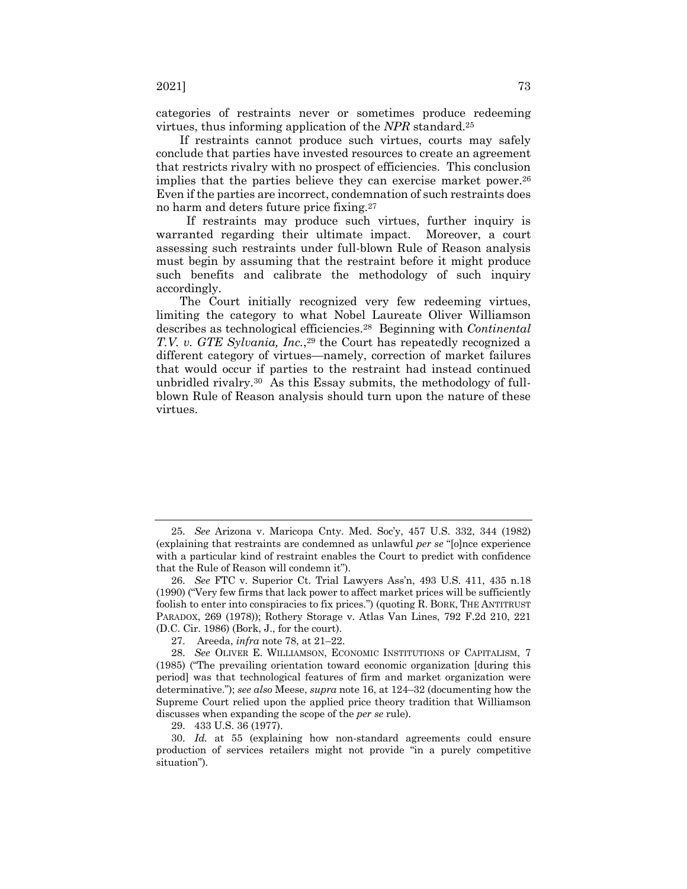categories of restraints never or sometimes produce redeeming virtues, thus informing application of the *NPR* standard.[25]

If restraints cannot produce such virtues, courts may safely conclude that parties have invested resources to create an agreement that restricts rivalry with no prospect of efficiencies. This conclusion implies that the parties believe they can exercise market power.[26] Even if the parties are incorrect, condemnation of such restraints does no harm and deters future price fixing.[27]

If restraints may produce such virtues, further inquiry is warranted regarding their ultimate impact. Moreover, a court assessing such restraints under full-blown Rule of Reason analysis must begin by assuming that the restraint before it might produce such benefits and calibrate the methodology of such inquiry accordingly.

The Court initially recognized very few redeeming virtues, limiting the category to what Nobel Laureate Oliver Williamson describes as technological efficiencies.[28] Beginning with *Continental T.V. v. GTE Sylvania, Inc.*,[29] the Court has repeatedly recognized a different category of virtues—namely, correction of market failures that would occur if parties to the restraint had instead continued unbridled rivalry.[30] As this Essay submits, the methodology of full-blown Rule of Reason analysis should turn upon the nature of these virtues.

---

25. *See* Arizona v. Maricopa Cnty. Med. Soc'y, 457 U.S. 332, 344 (1982) (explaining that restraints are condemned as unlawful *per se* "[o]nce experience with a particular kind of restraint enables the Court to predict with confidence that the Rule of Reason will condemn it").

26. *See* FTC v. Superior Ct. Trial Lawyers Ass'n, 493 U.S. 411, 435 n.18 (1990) ("Very few firms that lack power to affect market prices will be sufficiently foolish to enter into conspiracies to fix prices.") (quoting R. BORK, THE ANTITRUST PARADOX, 269 (1978)); Rothery Storage v. Atlas Van Lines, 792 F.2d 210, 221 (D.C. Cir. 1986) (Bork, J., for the court).

27. Areeda, *infra* note 78, at 21–22.

28. *See* OLIVER E. WILLIAMSON, ECONOMIC INSTITUTIONS OF CAPITALISM, 7 (1985) ("The prevailing orientation toward economic organization [during this period] was that technological features of firm and market organization were determinative."); *see also* Meese, *supra* note 16, at 124–32 (documenting how the Supreme Court relied upon the applied price theory tradition that Williamson discusses when expanding the scope of the *per se* rule).

29. 433 U.S. 36 (1977).

30. *Id.* at 55 (explaining how non-standard agreements could ensure production of services retailers might not provide "in a purely competitive situation").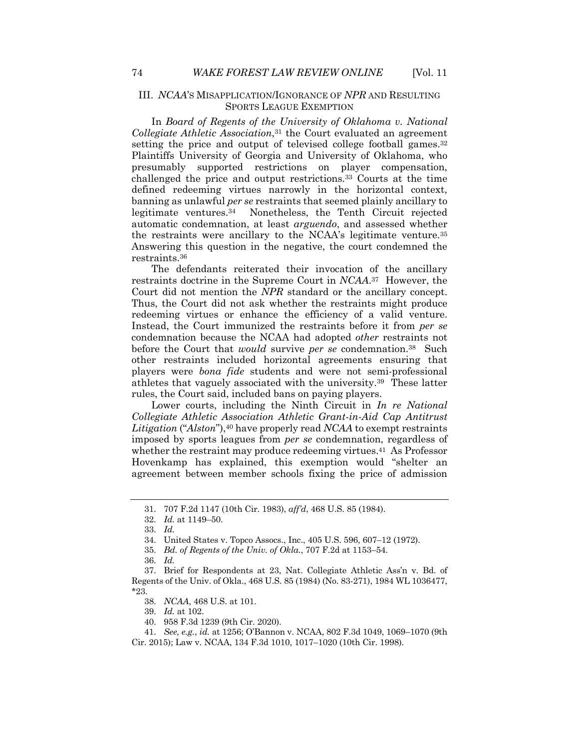## III. *NCAA*'S MISAPPLICATION/IGNORANCE OF *NPR* AND RESULTING SPORTS LEAGUE EXEMPTION

In *Board of Regents of the University of Oklahoma v. National Collegiate Athletic Association*,[31] the Court evaluated an agreement setting the price and output of televised college football games.[32] Plaintiffs University of Georgia and University of Oklahoma, who presumably supported restrictions on player compensation, challenged the price and output restrictions.[33] Courts at the time defined redeeming virtues narrowly in the horizontal context, banning as unlawful *per se* restraints that seemed plainly ancillary to legitimate ventures.[34] Nonetheless, the Tenth Circuit rejected automatic condemnation, at least *arguendo*, and assessed whether the restraints were ancillary to the NCAA's legitimate venture.[35] Answering this question in the negative, the court condemned the restraints.[36]

The defendants reiterated their invocation of the ancillary restraints doctrine in the Supreme Court in *NCAA*.[37] However, the Court did not mention the *NPR* standard or the ancillary concept. Thus, the Court did not ask whether the restraints might produce redeeming virtues or enhance the efficiency of a valid venture. Instead, the Court immunized the restraints before it from *per se* condemnation because the NCAA had adopted *other* restraints not before the Court that *would* survive *per se* condemnation.[38] Such other restraints included horizontal agreements ensuring that players were *bona fide* students and were not semi-professional athletes that vaguely associated with the university.[39] These latter rules, the Court said, included bans on paying players.

Lower courts, including the Ninth Circuit in *In re National Collegiate Athletic Association Athletic Grant-in-Aid Cap Antitrust Litigation* ("*Alston*"),[40] have properly read *NCAA* to exempt restraints imposed by sports leagues from *per se* condemnation, regardless of whether the restraint may produce redeeming virtues.[41] As Professor Hovenkamp has explained, this exemption would "shelter an agreement between member schools fixing the price of admission

---

31. 707 F.2d 1147 (10th Cir. 1983), *aff'd*, 468 U.S. 85 (1984).

32. *Id.* at 1149–50.

33. *Id.*

34. United States v. Topco Assocs., Inc., 405 U.S. 596, 607–12 (1972).

35. *Bd. of Regents of the Univ. of Okla.*, 707 F.2d at 1153–54.

36. *Id.*

37. Brief for Respondents at 23, Nat. Collegiate Athletic Ass'n v. Bd. of Regents of the Univ. of Okla., 468 U.S. 85 (1984) (No. 83-271), 1984 WL 1036477, *23.

38. *NCAA*, 468 U.S. at 101.

39. *Id.* at 102.

40. 958 F.3d 1239 (9th Cir. 2020).

41. *See, e.g.*, *id.* at 1256; O'Bannon v. NCAA, 802 F.3d 1049, 1069–1070 (9th Cir. 2015); Law v. NCAA, 134 F.3d 1010, 1017–1020 (10th Cir. 1998).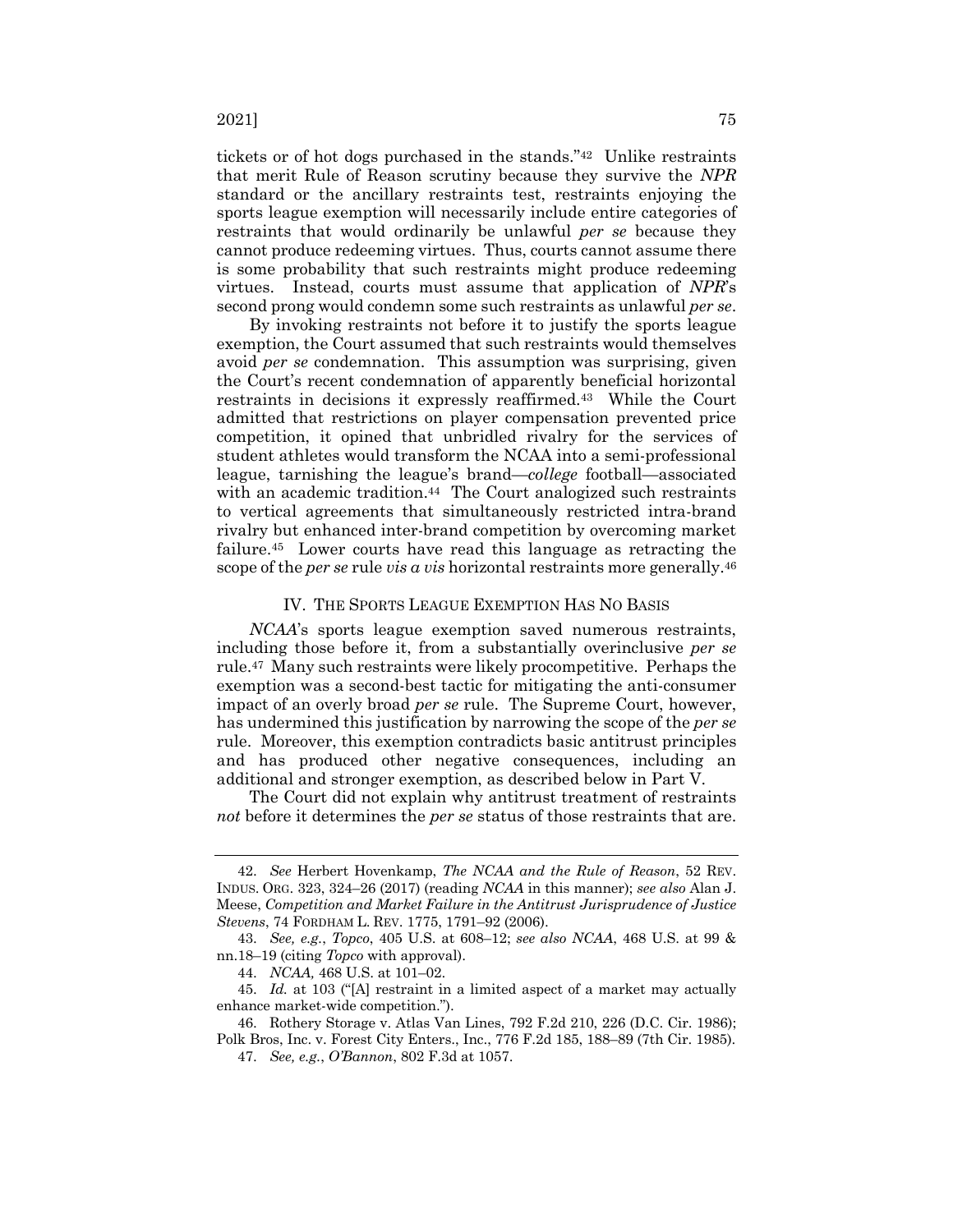tickets or of hot dogs purchased in the stands."[42] Unlike restraints that merit Rule of Reason scrutiny because they survive the *NPR* standard or the ancillary restraints test, restraints enjoying the sports league exemption will necessarily include entire categories of restraints that would ordinarily be unlawful *per se* because they cannot produce redeeming virtues. Thus, courts cannot assume there is some probability that such restraints might produce redeeming virtues. Instead, courts must assume that application of *NPR*'s second prong would condemn some such restraints as unlawful *per se*.

By invoking restraints not before it to justify the sports league exemption, the Court assumed that such restraints would themselves avoid *per se* condemnation. This assumption was surprising, given the Court's recent condemnation of apparently beneficial horizontal restraints in decisions it expressly reaffirmed.[43] While the Court admitted that restrictions on player compensation prevented price competition, it opined that unbridled rivalry for the services of student athletes would transform the NCAA into a semi-professional league, tarnishing the league's brand—*college* football—associated with an academic tradition.[44] The Court analogized such restraints to vertical agreements that simultaneously restricted intra-brand rivalry but enhanced inter-brand competition by overcoming market failure.[45] Lower courts have read this language as retracting the scope of the *per se* rule *vis a vis* horizontal restraints more generally.[46]

## IV. THE SPORTS LEAGUE EXEMPTION HAS NO BASIS

*NCAA*'s sports league exemption saved numerous restraints, including those before it, from a substantially overinclusive *per se* rule.[47] Many such restraints were likely procompetitive. Perhaps the exemption was a second-best tactic for mitigating the anti-consumer impact of an overly broad *per se* rule. The Supreme Court, however, has undermined this justification by narrowing the scope of the *per se* rule. Moreover, this exemption contradicts basic antitrust principles and has produced other negative consequences, including an additional and stronger exemption, as described below in Part V.

The Court did not explain why antitrust treatment of restraints *not* before it determines the *per se* status of those restraints that are.

---

42. *See* Herbert Hovenkamp, *The NCAA and the Rule of Reason*, 52 REV. INDUS. ORG. 323, 324–26 (2017) (reading *NCAA* in this manner); *see also* Alan J. Meese, *Competition and Market Failure in the Antitrust Jurisprudence of Justice Stevens*, 74 FORDHAM L. REV. 1775, 1791–92 (2006).

43. *See, e.g.*, *Topco*, 405 U.S. at 608–12; *see also NCAA*, 468 U.S. at 99 & nn.18–19 (citing *Topco* with approval).

44. *NCAA,* 468 U.S. at 101–02.

45. *Id.* at 103 ("[A] restraint in a limited aspect of a market may actually enhance market-wide competition.").

46. Rothery Storage v. Atlas Van Lines, 792 F.2d 210, 226 (D.C. Cir. 1986); Polk Bros, Inc. v. Forest City Enters., Inc., 776 F.2d 185, 188–89 (7th Cir. 1985).

47. *See, e.g.*, *O'Bannon*, 802 F.3d at 1057.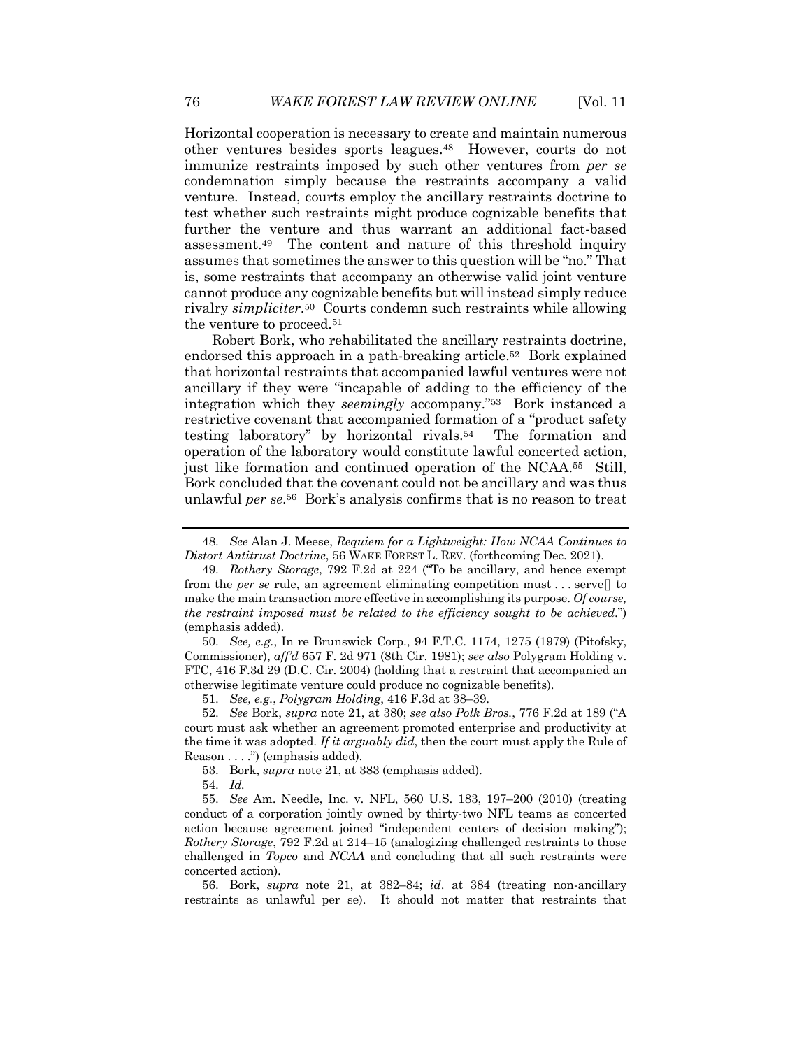Horizontal cooperation is necessary to create and maintain numerous other ventures besides sports leagues.[48] However, courts do not immunize restraints imposed by such other ventures from *per se* condemnation simply because the restraints accompany a valid venture. Instead, courts employ the ancillary restraints doctrine to test whether such restraints might produce cognizable benefits that further the venture and thus warrant an additional fact-based assessment.[49] The content and nature of this threshold inquiry assumes that sometimes the answer to this question will be "no." That is, some restraints that accompany an otherwise valid joint venture cannot produce any cognizable benefits but will instead simply reduce rivalry *simpliciter*.[50] Courts condemn such restraints while allowing the venture to proceed.[51]

Robert Bork, who rehabilitated the ancillary restraints doctrine, endorsed this approach in a path-breaking article.[52] Bork explained that horizontal restraints that accompanied lawful ventures were not ancillary if they were "incapable of adding to the efficiency of the integration which they *seemingly* accompany."[53] Bork instanced a restrictive covenant that accompanied formation of a "product safety testing laboratory" by horizontal rivals.[54] The formation and operation of the laboratory would constitute lawful concerted action, just like formation and continued operation of the NCAA.[55] Still, Bork concluded that the covenant could not be ancillary and was thus unlawful *per se*.[56] Bork's analysis confirms that is no reason to treat

---

48. *See* Alan J. Meese, *Requiem for a Lightweight: How NCAA Continues to Distort Antitrust Doctrine*, 56 WAKE FOREST L. REV. (forthcoming Dec. 2021).

49. *Rothery Storage*, 792 F.2d at 224 ("To be ancillary, and hence exempt from the *per se* rule, an agreement eliminating competition must . . . serve[] to make the main transaction more effective in accomplishing its purpose. *Of course, the restraint imposed must be related to the efficiency sought to be achieved*.") (emphasis added).

50. *See, e.g.*, In re Brunswick Corp., 94 F.T.C. 1174, 1275 (1979) (Pitofsky, Commissioner), *aff'd* 657 F. 2d 971 (8th Cir. 1981); *see also* Polygram Holding v. FTC, 416 F.3d 29 (D.C. Cir. 2004) (holding that a restraint that accompanied an otherwise legitimate venture could produce no cognizable benefits).

51. *See, e.g.*, *Polygram Holding*, 416 F.3d at 38–39.

52. *See* Bork, *supra* note 21, at 380; *see also Polk Bros.*, 776 F.2d at 189 ("A court must ask whether an agreement promoted enterprise and productivity at the time it was adopted. *If it arguably did*, then the court must apply the Rule of Reason . . . .") (emphasis added).

53. Bork, *supra* note 21, at 383 (emphasis added).

54. *Id.*

55. *See* Am. Needle, Inc. v. NFL, 560 U.S. 183, 197–200 (2010) (treating conduct of a corporation jointly owned by thirty-two NFL teams as concerted action because agreement joined "independent centers of decision making"); *Rothery Storage*, 792 F.2d at 214–15 (analogizing challenged restraints to those challenged in *Topco* and *NCAA* and concluding that all such restraints were concerted action).

56. Bork, *supra* note 21, at 382–84; *id*. at 384 (treating non-ancillary restraints as unlawful per se). It should not matter that restraints that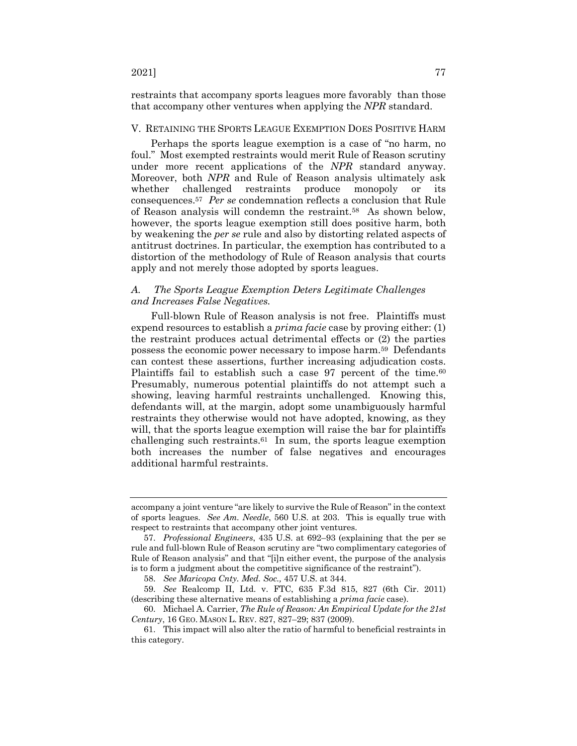restraints that accompany sports leagues more favorably than those that accompany other ventures when applying the *NPR* standard.

## V. Retaining the Sports League Exemption Does Positive Harm

Perhaps the sports league exemption is a case of "no harm, no foul." Most exempted restraints would merit Rule of Reason scrutiny under more recent applications of the *NPR* standard anyway. Moreover, both *NPR* and Rule of Reason analysis ultimately ask whether challenged restraints produce monopoly or its consequences.[57] *Per se* condemnation reflects a conclusion that Rule of Reason analysis will condemn the restraint.[58] As shown below, however, the sports league exemption still does positive harm, both by weakening the *per se* rule and also by distorting related aspects of antitrust doctrines. In particular, the exemption has contributed to a distortion of the methodology of Rule of Reason analysis that courts apply and not merely those adopted by sports leagues.

### *A. The Sports League Exemption Deters Legitimate Challenges and Increases False Negatives.*

Full-blown Rule of Reason analysis is not free. Plaintiffs must expend resources to establish a *prima facie* case by proving either: (1) the restraint produces actual detrimental effects or (2) the parties possess the economic power necessary to impose harm.[59] Defendants can contest these assertions, further increasing adjudication costs. Plaintiffs fail to establish such a case 97 percent of the time.[60] Presumably, numerous potential plaintiffs do not attempt such a showing, leaving harmful restraints unchallenged. Knowing this, defendants will, at the margin, adopt some unambiguously harmful restraints they otherwise would not have adopted, knowing, as they will, that the sports league exemption will raise the bar for plaintiffs challenging such restraints.[61] In sum, the sports league exemption both increases the number of false negatives and encourages additional harmful restraints.

---

accompany a joint venture "are likely to survive the Rule of Reason" in the context of sports leagues. *See Am. Needle*, 560 U.S. at 203. This is equally true with respect to restraints that accompany other joint ventures.

57. *Professional Engineers*, 435 U.S. at 692–93 (explaining that the per se rule and full-blown Rule of Reason scrutiny are "two complimentary categories of Rule of Reason analysis" and that "[i]n either event, the purpose of the analysis is to form a judgment about the competitive significance of the restraint").

58. *See Maricopa Cnty. Med. Soc.,* 457 U.S. at 344.

59. *See* Realcomp II, Ltd. v. FTC, 635 F.3d 815, 827 (6th Cir. 2011) (describing these alternative means of establishing a *prima facie* case).

60. Michael A. Carrier, *The Rule of Reason: An Empirical Update for the 21st Century*, 16 GEO. MASON L. REV. 827, 827–29; 837 (2009).

61. This impact will also alter the ratio of harmful to beneficial restraints in this category.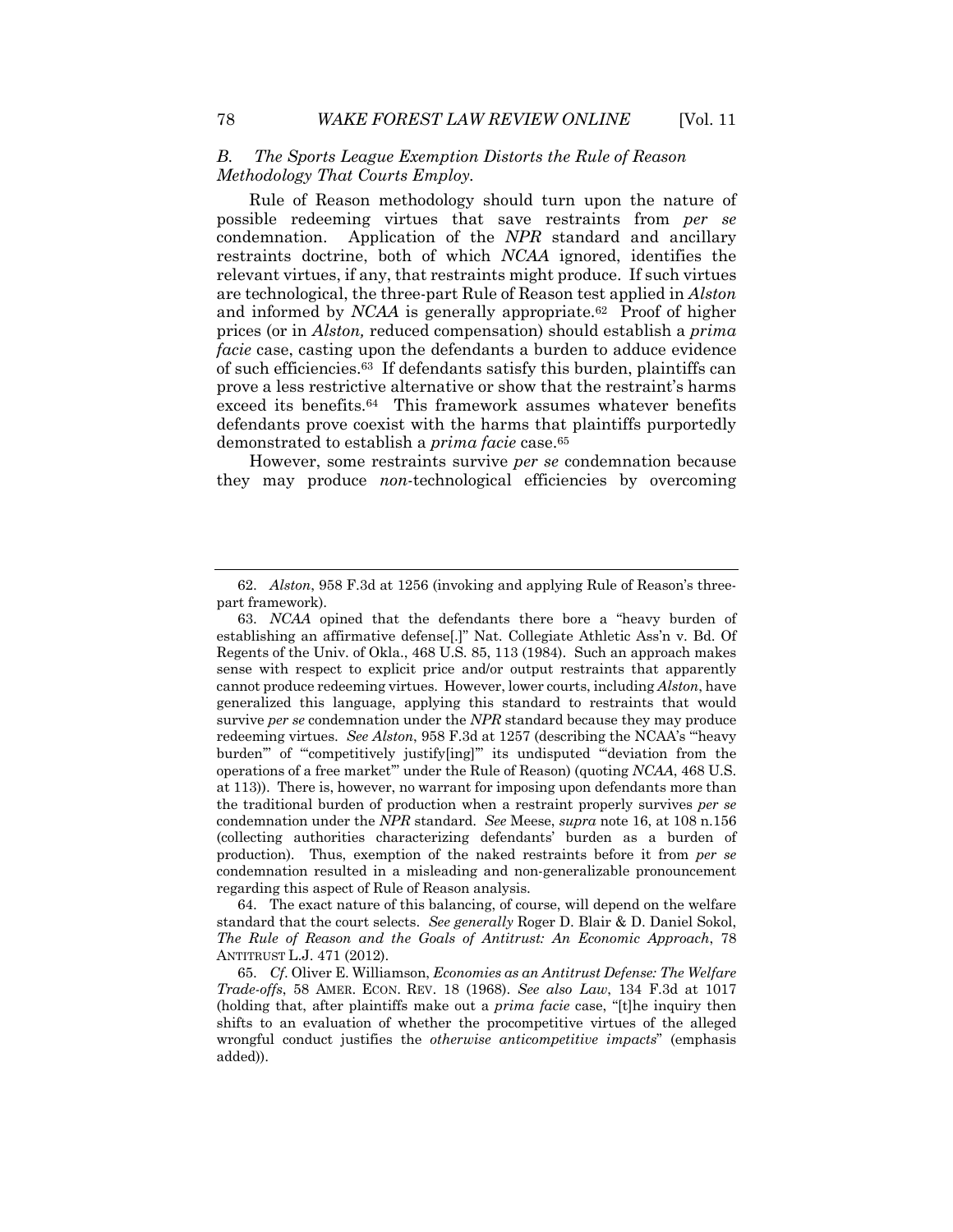### *B. The Sports League Exemption Distorts the Rule of Reason Methodology That Courts Employ.*

Rule of Reason methodology should turn upon the nature of possible redeeming virtues that save restraints from *per se* condemnation. Application of the *NPR* standard and ancillary restraints doctrine, both of which *NCAA* ignored, identifies the relevant virtues, if any, that restraints might produce. If such virtues are technological, the three-part Rule of Reason test applied in *Alston* and informed by *NCAA* is generally appropriate.[62] Proof of higher prices (or in *Alston,* reduced compensation) should establish a *prima facie* case, casting upon the defendants a burden to adduce evidence of such efficiencies.[63] If defendants satisfy this burden, plaintiffs can prove a less restrictive alternative or show that the restraint's harms exceed its benefits.[64] This framework assumes whatever benefits defendants prove coexist with the harms that plaintiffs purportedly demonstrated to establish a *prima facie* case.[65]

However, some restraints survive *per se* condemnation because they may produce *non*-technological efficiencies by overcoming

---

62. *Alston*, 958 F.3d at 1256 (invoking and applying Rule of Reason's three-part framework).

63. *NCAA* opined that the defendants there bore a "heavy burden of establishing an affirmative defense[.]" Nat. Collegiate Athletic Ass'n v. Bd. Of Regents of the Univ. of Okla., 468 U.S. 85, 113 (1984). Such an approach makes sense with respect to explicit price and/or output restraints that apparently cannot produce redeeming virtues. However, lower courts, including *Alston*, have generalized this language, applying this standard to restraints that would survive *per se* condemnation under the *NPR* standard because they may produce redeeming virtues. *See Alston*, 958 F.3d at 1257 (describing the NCAA's "'heavy burden'" of "'competitively justify[ing]'" its undisputed "'deviation from the operations of a free market'" under the Rule of Reason) (quoting *NCAA*, 468 U.S. at 113)). There is, however, no warrant for imposing upon defendants more than the traditional burden of production when a restraint properly survives *per se* condemnation under the *NPR* standard. *See* Meese, *supra* note 16, at 108 n.156 (collecting authorities characterizing defendants' burden as a burden of production). Thus, exemption of the naked restraints before it from *per se* condemnation resulted in a misleading and non-generalizable pronouncement regarding this aspect of Rule of Reason analysis.

64. The exact nature of this balancing, of course, will depend on the welfare standard that the court selects. *See generally* Roger D. Blair & D. Daniel Sokol, *The Rule of Reason and the Goals of Antitrust: An Economic Approach*, 78 ANTITRUST L.J. 471 (2012).

65. *Cf*. Oliver E. Williamson, *Economies as an Antitrust Defense: The Welfare Trade-offs*, 58 AMER. ECON. REV. 18 (1968). *See also Law*, 134 F.3d at 1017 (holding that, after plaintiffs make out a *prima facie* case, "[t]he inquiry then shifts to an evaluation of whether the procompetitive virtues of the alleged wrongful conduct justifies the *otherwise anticompetitive impacts*" (emphasis added)).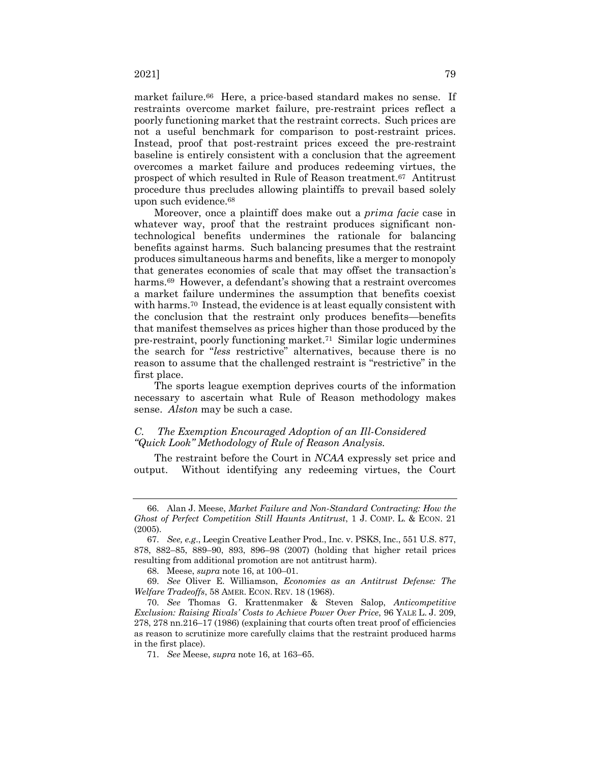market failure.[66] Here, a price-based standard makes no sense. If restraints overcome market failure, pre-restraint prices reflect a poorly functioning market that the restraint corrects. Such prices are not a useful benchmark for comparison to post-restraint prices. Instead, proof that post-restraint prices exceed the pre-restraint baseline is entirely consistent with a conclusion that the agreement overcomes a market failure and produces redeeming virtues, the prospect of which resulted in Rule of Reason treatment.[67] Antitrust procedure thus precludes allowing plaintiffs to prevail based solely upon such evidence.[68]

Moreover, once a plaintiff does make out a *prima facie* case in whatever way, proof that the restraint produces significant non-technological benefits undermines the rationale for balancing benefits against harms. Such balancing presumes that the restraint produces simultaneous harms and benefits, like a merger to monopoly that generates economies of scale that may offset the transaction's harms.[69] However, a defendant's showing that a restraint overcomes a market failure undermines the assumption that benefits coexist with harms.[70] Instead, the evidence is at least equally consistent with the conclusion that the restraint only produces benefits—benefits that manifest themselves as prices higher than those produced by the pre-restraint, poorly functioning market.[71] Similar logic undermines the search for "*less* restrictive" alternatives, because there is no reason to assume that the challenged restraint is "restrictive" in the first place.

The sports league exemption deprives courts of the information necessary to ascertain what Rule of Reason methodology makes sense. *Alston* may be such a case.

### *C. The Exemption Encouraged Adoption of an Ill-Considered "Quick Look" Methodology of Rule of Reason Analysis.*

The restraint before the Court in *NCAA* expressly set price and output. Without identifying any redeeming virtues, the Court

---

66. Alan J. Meese, *Market Failure and Non-Standard Contracting: How the Ghost of Perfect Competition Still Haunts Antitrust*, 1 J. COMP. L. & ECON. 21 (2005).

67. *See, e.g.*, Leegin Creative Leather Prod., Inc. v. PSKS, Inc., 551 U.S. 877, 878, 882–85, 889–90, 893, 896–98 (2007) (holding that higher retail prices resulting from additional promotion are not antitrust harm).

68. Meese, *supra* note 16, at 100–01.

69. *See* Oliver E. Williamson, *Economies as an Antitrust Defense: The Welfare Tradeoffs*, 58 AMER. ECON. REV. 18 (1968).

70. *See* Thomas G. Krattenmaker & Steven Salop, *Anticompetitive Exclusion: Raising Rivals' Costs to Achieve Power Over Price*, 96 YALE L. J. 209, 278, 278 nn.216–17 (1986) (explaining that courts often treat proof of efficiencies as reason to scrutinize more carefully claims that the restraint produced harms in the first place).

71. *See* Meese, *supra* note 16, at 163–65.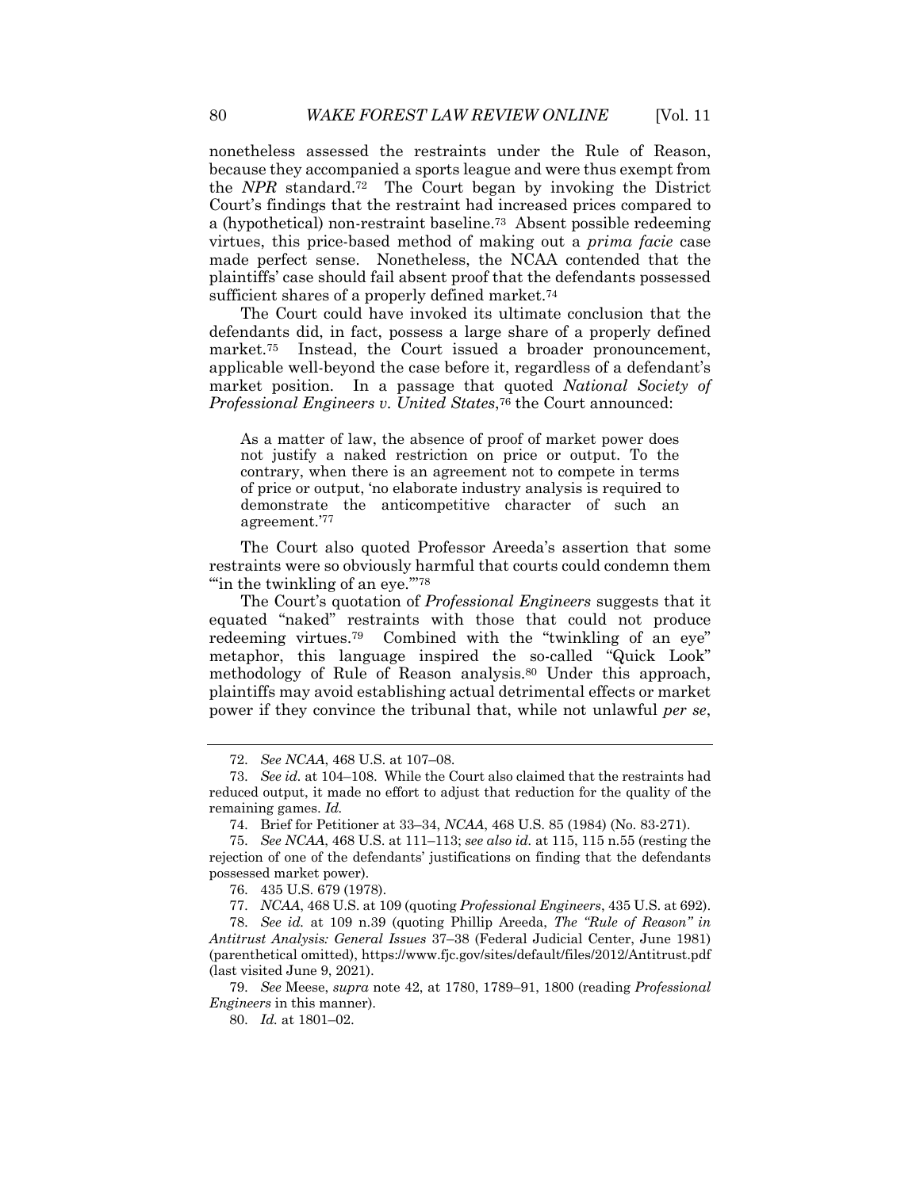nonetheless assessed the restraints under the Rule of Reason, because they accompanied a sports league and were thus exempt from the *NPR* standard.[72] The Court began by invoking the District Court's findings that the restraint had increased prices compared to a (hypothetical) non-restraint baseline.[73] Absent possible redeeming virtues, this price-based method of making out a *prima facie* case made perfect sense. Nonetheless, the NCAA contended that the plaintiffs' case should fail absent proof that the defendants possessed sufficient shares of a properly defined market.[74]

The Court could have invoked its ultimate conclusion that the defendants did, in fact, possess a large share of a properly defined market.[75] Instead, the Court issued a broader pronouncement, applicable well-beyond the case before it, regardless of a defendant's market position. In a passage that quoted *National Society of Professional Engineers v. United States*,[76] the Court announced:

> As a matter of law, the absence of proof of market power does not justify a naked restriction on price or output. To the contrary, when there is an agreement not to compete in terms of price or output, 'no elaborate industry analysis is required to demonstrate the anticompetitive character of such an agreement.'[77]

The Court also quoted Professor Areeda's assertion that some restraints were so obviously harmful that courts could condemn them "'in the twinkling of an eye.'"[78]

The Court's quotation of *Professional Engineers* suggests that it equated "naked" restraints with those that could not produce redeeming virtues.[79] Combined with the "twinkling of an eye" metaphor, this language inspired the so-called "Quick Look" methodology of Rule of Reason analysis.[80] Under this approach, plaintiffs may avoid establishing actual detrimental effects or market power if they convince the tribunal that, while not unlawful *per se*,

---

72. *See NCAA*, 468 U.S. at 107–08.

73. *See id.* at 104–108. While the Court also claimed that the restraints had reduced output, it made no effort to adjust that reduction for the quality of the remaining games. *Id.*

74. Brief for Petitioner at 33–34, *NCAA*, 468 U.S. 85 (1984) (No. 83-271).

75. *See NCAA*, 468 U.S. at 111–113; *see also id.* at 115, 115 n.55 (resting the rejection of one of the defendants' justifications on finding that the defendants possessed market power).

76. 435 U.S. 679 (1978).

77. *NCAA*, 468 U.S. at 109 (quoting *Professional Engineers*, 435 U.S. at 692).

78. *See id.* at 109 n.39 (quoting Phillip Areeda, *The "Rule of Reason" in Antitrust Analysis: General Issues* 37–38 (Federal Judicial Center, June 1981) (parenthetical omitted), https://www.fjc.gov/sites/default/files/2012/Antitrust.pdf (last visited June 9, 2021).

79. *See* Meese, *supra* note 42, at 1780, 1789–91, 1800 (reading *Professional Engineers* in this manner).

80. *Id.* at 1801–02.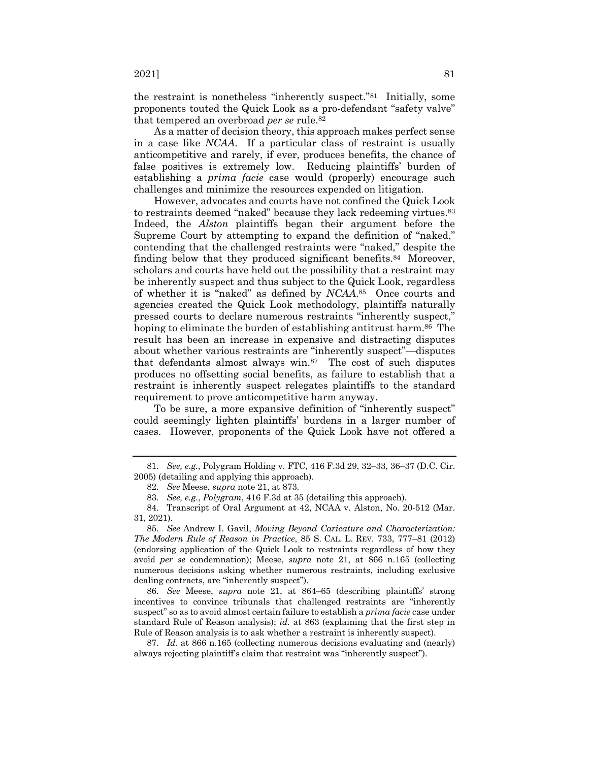the restraint is nonetheless "inherently suspect."[81] Initially, some proponents touted the Quick Look as a pro-defendant "safety valve" that tempered an overbroad *per se* rule.[82]

As a matter of decision theory, this approach makes perfect sense in a case like *NCAA*. If a particular class of restraint is usually anticompetitive and rarely, if ever, produces benefits, the chance of false positives is extremely low. Reducing plaintiffs' burden of establishing a *prima facie* case would (properly) encourage such challenges and minimize the resources expended on litigation.

However, advocates and courts have not confined the Quick Look to restraints deemed "naked" because they lack redeeming virtues.[83] Indeed, the *Alston* plaintiffs began their argument before the Supreme Court by attempting to expand the definition of "naked," contending that the challenged restraints were "naked," despite the finding below that they produced significant benefits.[84] Moreover, scholars and courts have held out the possibility that a restraint may be inherently suspect and thus subject to the Quick Look, regardless of whether it is "naked" as defined by *NCAA*.[85] Once courts and agencies created the Quick Look methodology, plaintiffs naturally pressed courts to declare numerous restraints "inherently suspect," hoping to eliminate the burden of establishing antitrust harm.[86] The result has been an increase in expensive and distracting disputes about whether various restraints are "inherently suspect"—disputes that defendants almost always win.[87] The cost of such disputes produces no offsetting social benefits, as failure to establish that a restraint is inherently suspect relegates plaintiffs to the standard requirement to prove anticompetitive harm anyway.

To be sure, a more expansive definition of "inherently suspect" could seemingly lighten plaintiffs' burdens in a larger number of cases. However, proponents of the Quick Look have not offered a

---

81. *See, e.g.*, Polygram Holding v. FTC, 416 F.3d 29, 32–33, 36–37 (D.C. Cir. 2005) (detailing and applying this approach).

82. *See* Meese, *supra* note 21, at 873.

83. *See, e.g.*, *Polygram*, 416 F.3d at 35 (detailing this approach).

84. Transcript of Oral Argument at 42, NCAA v. Alston, No. 20-512 (Mar. 31, 2021).

85. *See* Andrew I. Gavil, *Moving Beyond Caricature and Characterization: The Modern Rule of Reason in Practice*, 85 S. CAL. L. REV. 733, 777–81 (2012) (endorsing application of the Quick Look to restraints regardless of how they avoid *per se* condemnation); Meese, *supra* note 21, at 866 n.165 (collecting numerous decisions asking whether numerous restraints, including exclusive dealing contracts, are "inherently suspect").

86. *See* Meese, *supra* note 21, at 864–65 (describing plaintiffs' strong incentives to convince tribunals that challenged restraints are "inherently suspect" so as to avoid almost certain failure to establish a *prima facie* case under standard Rule of Reason analysis); *id.* at 863 (explaining that the first step in Rule of Reason analysis is to ask whether a restraint is inherently suspect).

87. *Id.* at 866 n.165 (collecting numerous decisions evaluating and (nearly) always rejecting plaintiff's claim that restraint was "inherently suspect").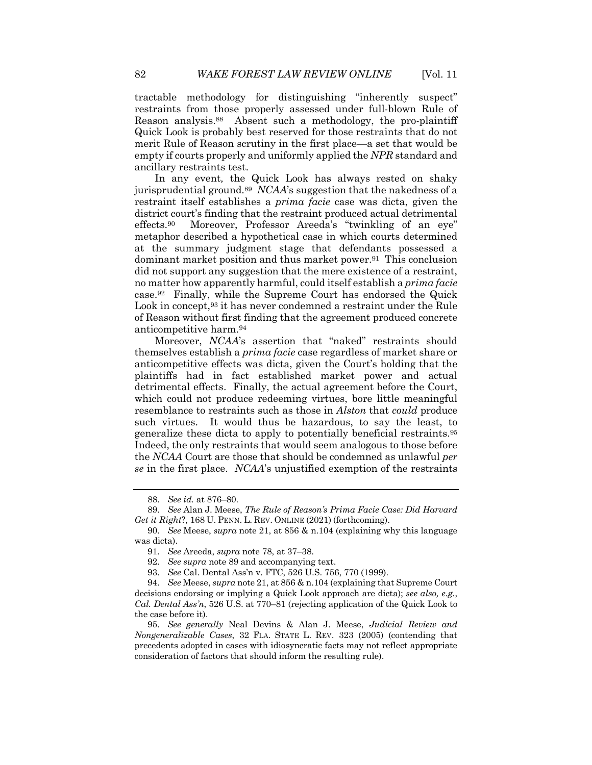tractable methodology for distinguishing "inherently suspect" restraints from those properly assessed under full-blown Rule of Reason analysis.[88] Absent such a methodology, the pro-plaintiff Quick Look is probably best reserved for those restraints that do not merit Rule of Reason scrutiny in the first place—a set that would be empty if courts properly and uniformly applied the *NPR* standard and ancillary restraints test.

In any event, the Quick Look has always rested on shaky jurisprudential ground.[89] *NCAA*'s suggestion that the nakedness of a restraint itself establishes a *prima facie* case was dicta, given the district court's finding that the restraint produced actual detrimental effects.[90] Moreover, Professor Areeda's "twinkling of an eye" metaphor described a hypothetical case in which courts determined at the summary judgment stage that defendants possessed a dominant market position and thus market power.[91] This conclusion did not support any suggestion that the mere existence of a restraint, no matter how apparently harmful, could itself establish a *prima facie* case.[92] Finally, while the Supreme Court has endorsed the Quick Look in concept,[93] it has never condemned a restraint under the Rule of Reason without first finding that the agreement produced concrete anticompetitive harm.[94]

Moreover, *NCAA*'s assertion that "naked" restraints should themselves establish a *prima facie* case regardless of market share or anticompetitive effects was dicta, given the Court's holding that the plaintiffs had in fact established market power and actual detrimental effects. Finally, the actual agreement before the Court, which could not produce redeeming virtues, bore little meaningful resemblance to restraints such as those in *Alston* that *could* produce such virtues. It would thus be hazardous, to say the least, to generalize these dicta to apply to potentially beneficial restraints.[95] Indeed, the only restraints that would seem analogous to those before the *NCAA* Court are those that should be condemned as unlawful *per se* in the first place. *NCAA*'s unjustified exemption of the restraints

---

88. *See id.* at 876–80.

89. *See* Alan J. Meese, *The Rule of Reason's Prima Facie Case: Did Harvard Get it Right?*, 168 U. PENN. L. REV. ONLINE (2021) (forthcoming).

90. *See* Meese, *supra* note 21, at 856 & n.104 (explaining why this language was dicta).

91. *See* Areeda, *supra* note 78, at 37–38.

92. *See supra* note 89 and accompanying text.

93. *See* Cal. Dental Ass'n v. FTC, 526 U.S. 756, 770 (1999).

94. *See* Meese, *supra* note 21, at 856 & n.104 (explaining that Supreme Court decisions endorsing or implying a Quick Look approach are dicta); *see also, e.g.*, *Cal. Dental Ass'n*, 526 U.S. at 770–81 (rejecting application of the Quick Look to the case before it).

95. *See generally* Neal Devins & Alan J. Meese, *Judicial Review and Nongeneralizable Cases*, 32 FLA. STATE L. REV. 323 (2005) (contending that precedents adopted in cases with idiosyncratic facts may not reflect appropriate consideration of factors that should inform the resulting rule).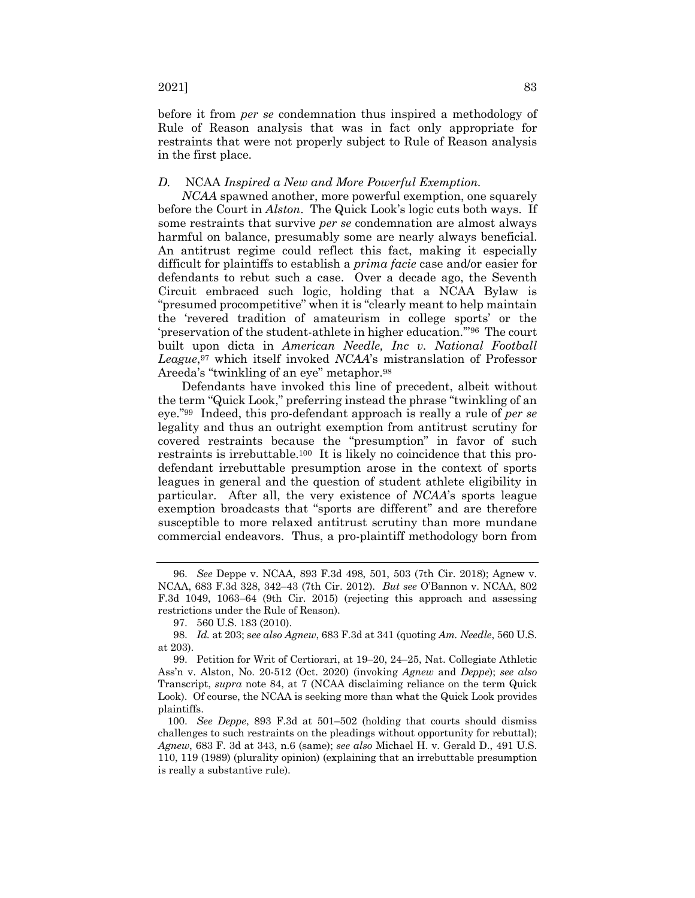before it from *per se* condemnation thus inspired a methodology of Rule of Reason analysis that was in fact only appropriate for restraints that were not properly subject to Rule of Reason analysis in the first place.

### *D.* NCAA *Inspired a New and More Powerful Exemption.*

*NCAA* spawned another, more powerful exemption, one squarely before the Court in *Alston*. The Quick Look's logic cuts both ways. If some restraints that survive *per se* condemnation are almost always harmful on balance, presumably some are nearly always beneficial. An antitrust regime could reflect this fact, making it especially difficult for plaintiffs to establish a *prima facie* case and/or easier for defendants to rebut such a case. Over a decade ago, the Seventh Circuit embraced such logic, holding that a NCAA Bylaw is "presumed procompetitive" when it is "clearly meant to help maintain the 'revered tradition of amateurism in college sports' or the 'preservation of the student-athlete in higher education.'"[96] The court built upon dicta in *American Needle, Inc v. National Football League*,[97] which itself invoked *NCAA*'s mistranslation of Professor Areeda's "twinkling of an eye" metaphor.[98]

Defendants have invoked this line of precedent, albeit without the term "Quick Look," preferring instead the phrase "twinkling of an eye."[99] Indeed, this pro-defendant approach is really a rule of *per se* legality and thus an outright exemption from antitrust scrutiny for covered restraints because the "presumption" in favor of such restraints is irrebuttable.[100] It is likely no coincidence that this pro-defendant irrebuttable presumption arose in the context of sports leagues in general and the question of student athlete eligibility in particular. After all, the very existence of *NCAA*'s sports league exemption broadcasts that "sports are different" and are therefore susceptible to more relaxed antitrust scrutiny than more mundane commercial endeavors. Thus, a pro-plaintiff methodology born from

---

96. *See* Deppe v. NCAA, 893 F.3d 498, 501, 503 (7th Cir. 2018); Agnew v. NCAA, 683 F.3d 328, 342–43 (7th Cir. 2012). *But see* O'Bannon v. NCAA, 802 F.3d 1049, 1063–64 (9th Cir. 2015) (rejecting this approach and assessing restrictions under the Rule of Reason).

97. 560 U.S. 183 (2010).

98. *Id.* at 203; s*ee also Agnew*, 683 F.3d at 341 (quoting *Am. Needle*, 560 U.S. at 203).

99. Petition for Writ of Certiorari, at 19–20, 24–25, Nat. Collegiate Athletic Ass'n v. Alston, No. 20-512 (Oct. 2020) (invoking *Agnew* and *Deppe*); *see also* Transcript, *supra* note 84, at 7 (NCAA disclaiming reliance on the term Quick Look). Of course, the NCAA is seeking more than what the Quick Look provides plaintiffs.

100. *See Deppe*, 893 F.3d at 501–502 (holding that courts should dismiss challenges to such restraints on the pleadings without opportunity for rebuttal); *Agnew*, 683 F. 3d at 343, n.6 (same); *see also* Michael H. v. Gerald D., 491 U.S. 110, 119 (1989) (plurality opinion) (explaining that an irrebuttable presumption is really a substantive rule).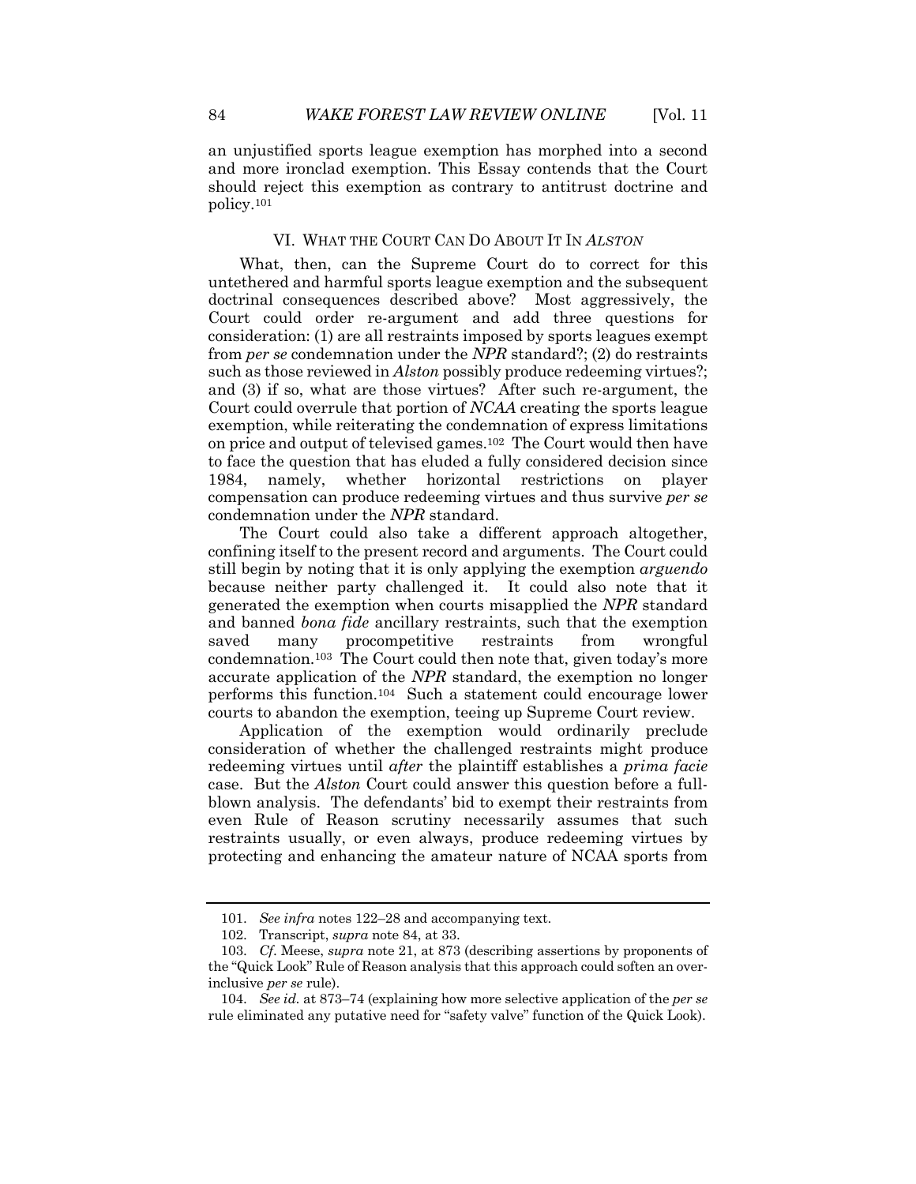an unjustified sports league exemption has morphed into a second and more ironclad exemption. This Essay contends that the Court should reject this exemption as contrary to antitrust doctrine and policy.[101]

## VI. WHAT THE COURT CAN DO ABOUT IT IN *ALSTON*

What, then, can the Supreme Court do to correct for this untethered and harmful sports league exemption and the subsequent doctrinal consequences described above? Most aggressively, the Court could order re-argument and add three questions for consideration: (1) are all restraints imposed by sports leagues exempt from *per se* condemnation under the *NPR* standard?; (2) do restraints such as those reviewed in *Alston* possibly produce redeeming virtues?; and (3) if so, what are those virtues? After such re-argument, the Court could overrule that portion of *NCAA* creating the sports league exemption, while reiterating the condemnation of express limitations on price and output of televised games.[102] The Court would then have to face the question that has eluded a fully considered decision since 1984, namely, whether horizontal restrictions on player compensation can produce redeeming virtues and thus survive *per se* condemnation under the *NPR* standard.

The Court could also take a different approach altogether, confining itself to the present record and arguments. The Court could still begin by noting that it is only applying the exemption *arguendo* because neither party challenged it. It could also note that it generated the exemption when courts misapplied the *NPR* standard and banned *bona fide* ancillary restraints, such that the exemption saved many procompetitive restraints from wrongful condemnation.[103] The Court could then note that, given today's more accurate application of the *NPR* standard, the exemption no longer performs this function.[104] Such a statement could encourage lower courts to abandon the exemption, teeing up Supreme Court review.

Application of the exemption would ordinarily preclude consideration of whether the challenged restraints might produce redeeming virtues until *after* the plaintiff establishes a *prima facie* case. But the *Alston* Court could answer this question before a full-blown analysis. The defendants' bid to exempt their restraints from even Rule of Reason scrutiny necessarily assumes that such restraints usually, or even always, produce redeeming virtues by protecting and enhancing the amateur nature of NCAA sports from

---

101. *See infra* notes 122–28 and accompanying text.

102. Transcript, *supra* note 84, at 33.

103. *Cf.* Meese, *supra* note 21, at 873 (describing assertions by proponents of the "Quick Look" Rule of Reason analysis that this approach could soften an over-inclusive *per se* rule).

104. *See id.* at 873–74 (explaining how more selective application of the *per se* rule eliminated any putative need for "safety valve" function of the Quick Look).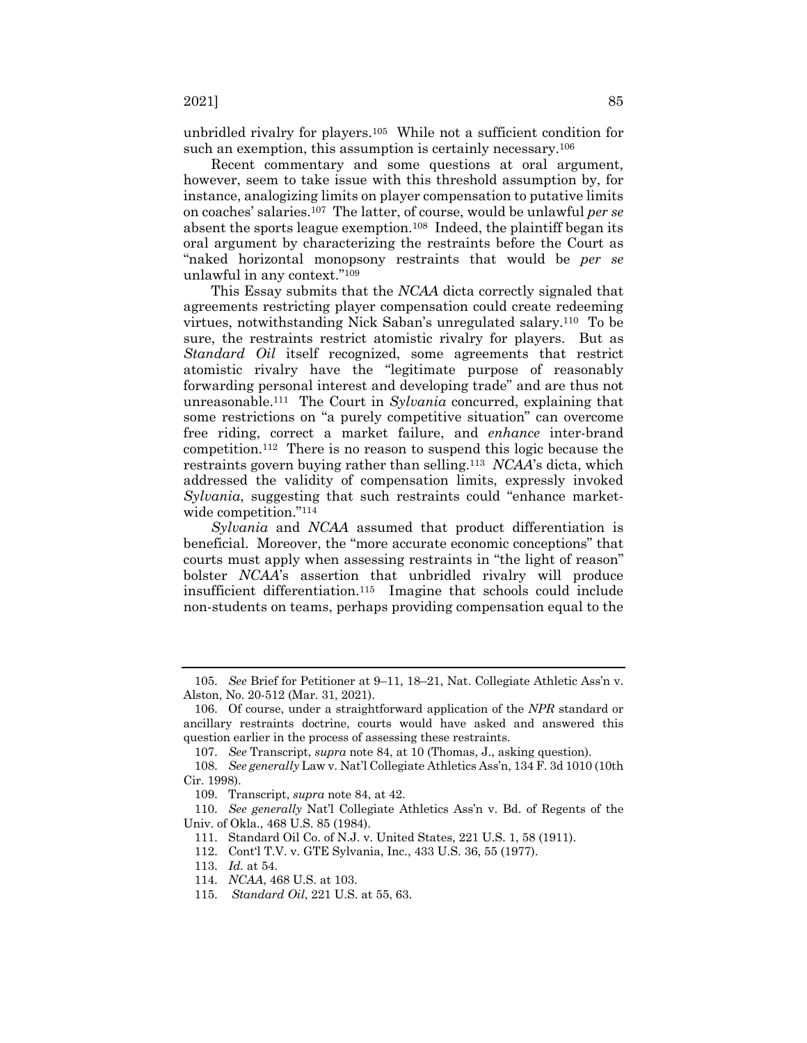unbridled rivalry for players.[105] While not a sufficient condition for such an exemption, this assumption is certainly necessary.[106]

Recent commentary and some questions at oral argument, however, seem to take issue with this threshold assumption by, for instance, analogizing limits on player compensation to putative limits on coaches' salaries.[107] The latter, of course, would be unlawful *per se* absent the sports league exemption.[108] Indeed, the plaintiff began its oral argument by characterizing the restraints before the Court as "naked horizontal monopsony restraints that would be *per se* unlawful in any context."[109]

This Essay submits that the *NCAA* dicta correctly signaled that agreements restricting player compensation could create redeeming virtues, notwithstanding Nick Saban's unregulated salary.[110] To be sure, the restraints restrict atomistic rivalry for players. But as *Standard Oil* itself recognized, some agreements that restrict atomistic rivalry have the "legitimate purpose of reasonably forwarding personal interest and developing trade" and are thus not unreasonable.[111] The Court in *Sylvania* concurred, explaining that some restrictions on "a purely competitive situation" can overcome free riding, correct a market failure, and *enhance* inter-brand competition.[112] There is no reason to suspend this logic because the restraints govern buying rather than selling.[113] *NCAA*'s dicta, which addressed the validity of compensation limits, expressly invoked *Sylvania*, suggesting that such restraints could "enhance market-wide competition."[114]

*Sylvania* and *NCAA* assumed that product differentiation is beneficial. Moreover, the "more accurate economic conceptions" that courts must apply when assessing restraints in "the light of reason" bolster *NCAA*'s assertion that unbridled rivalry will produce insufficient differentiation.[115] Imagine that schools could include non-students on teams, perhaps providing compensation equal to the

---

105. *See* Brief for Petitioner at 9–11, 18–21, Nat. Collegiate Athletic Ass'n v. Alston, No. 20-512 (Mar. 31, 2021).

106. Of course, under a straightforward application of the *NPR* standard or ancillary restraints doctrine, courts would have asked and answered this question earlier in the process of assessing these restraints.

107. *See* Transcript, *supra* note 84, at 10 (Thomas, J., asking question).

108. *See generally* Law v. Nat'l Collegiate Athletics Ass'n, 134 F. 3d 1010 (10th Cir. 1998).

109. Transcript, *supra* note 84, at 42.

110. *See generally* Nat'l Collegiate Athletics Ass'n v. Bd. of Regents of the Univ. of Okla., 468 U.S. 85 (1984).

111. Standard Oil Co. of N.J. v. United States, 221 U.S. 1, 58 (1911).

112. Cont'l T.V. v. GTE Sylvania, Inc., 433 U.S. 36, 55 (1977).

113. *Id.* at 54.

114. *NCAA*, 468 U.S. at 103.

115. *Standard Oil*, 221 U.S. at 55, 63.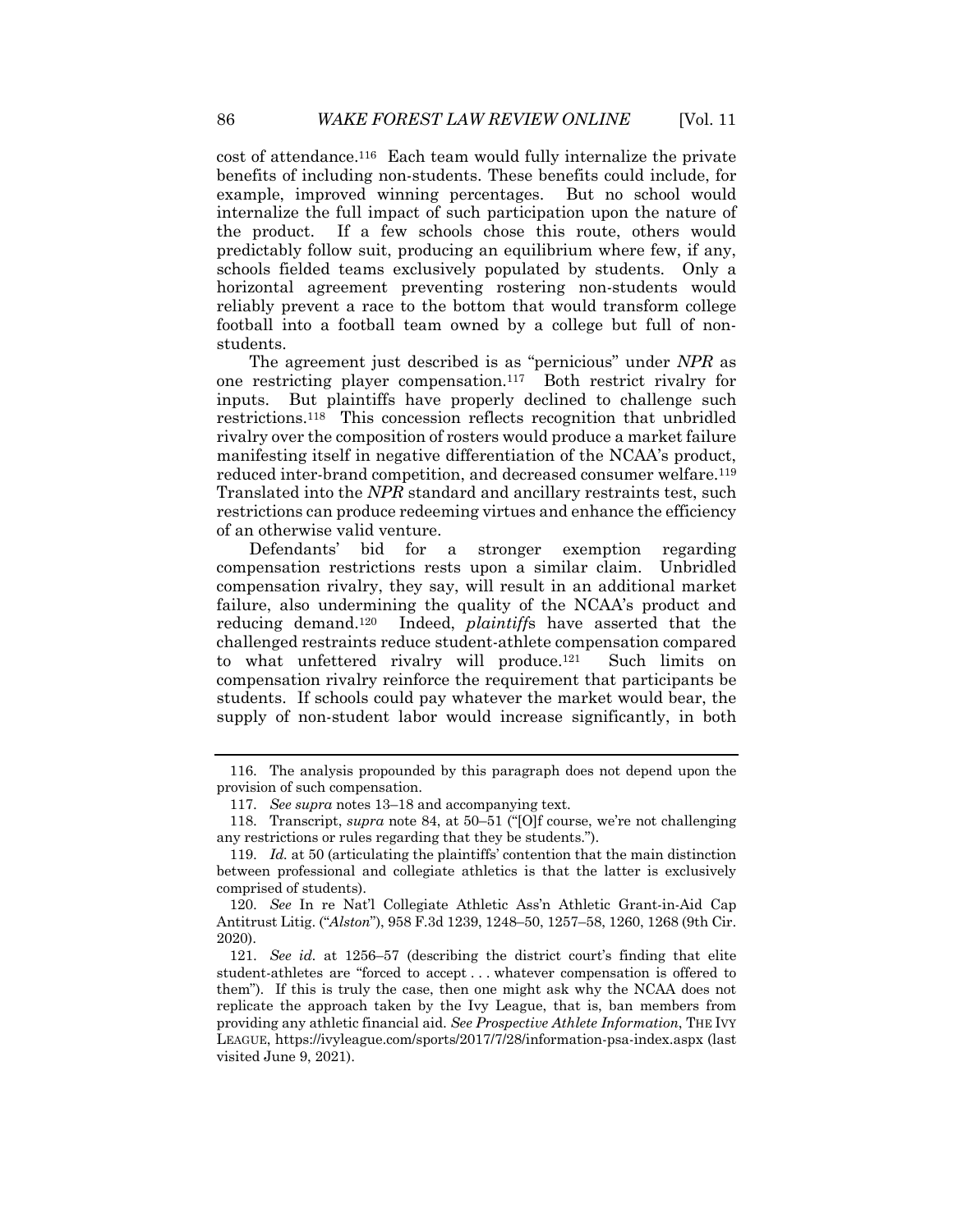cost of attendance.[116] Each team would fully internalize the private benefits of including non-students. These benefits could include, for example, improved winning percentages. But no school would internalize the full impact of such participation upon the nature of the product. If a few schools chose this route, others would predictably follow suit, producing an equilibrium where few, if any, schools fielded teams exclusively populated by students. Only a horizontal agreement preventing rostering non-students would reliably prevent a race to the bottom that would transform college football into a football team owned by a college but full of non-students.

The agreement just described is as "pernicious" under *NPR* as one restricting player compensation.[117] Both restrict rivalry for inputs. But plaintiffs have properly declined to challenge such restrictions.[118] This concession reflects recognition that unbridled rivalry over the composition of rosters would produce a market failure manifesting itself in negative differentiation of the NCAA's product, reduced inter-brand competition, and decreased consumer welfare.[119] Translated into the *NPR* standard and ancillary restraints test, such restrictions can produce redeeming virtues and enhance the efficiency of an otherwise valid venture.

Defendants' bid for a stronger exemption regarding compensation restrictions rests upon a similar claim. Unbridled compensation rivalry, they say, will result in an additional market failure, also undermining the quality of the NCAA's product and reducing demand.[120] Indeed, *plaintiffs* have asserted that the challenged restraints reduce student-athlete compensation compared to what unfettered rivalry will produce.[121] Such limits on compensation rivalry reinforce the requirement that participants be students. If schools could pay whatever the market would bear, the supply of non-student labor would increase significantly, in both

---

116. The analysis propounded by this paragraph does not depend upon the provision of such compensation.

117. *See supra* notes 13–18 and accompanying text.

118. Transcript, *supra* note 84, at 50–51 ("[O]f course, we're not challenging any restrictions or rules regarding that they be students.").

119. *Id.* at 50 (articulating the plaintiffs' contention that the main distinction between professional and collegiate athletics is that the latter is exclusively comprised of students).

120. *See* In re Nat'l Collegiate Athletic Ass'n Athletic Grant-in-Aid Cap Antitrust Litig. ("*Alston*"), 958 F.3d 1239, 1248–50, 1257–58, 1260, 1268 (9th Cir. 2020).

121. *See id.* at 1256–57 (describing the district court's finding that elite student-athletes are "forced to accept . . . whatever compensation is offered to them"). If this is truly the case, then one might ask why the NCAA does not replicate the approach taken by the Ivy League, that is, ban members from providing any athletic financial aid. *See Prospective Athlete Information*, THE IVY LEAGUE, https://ivyleague.com/sports/2017/7/28/information-psa-index.aspx (last visited June 9, 2021).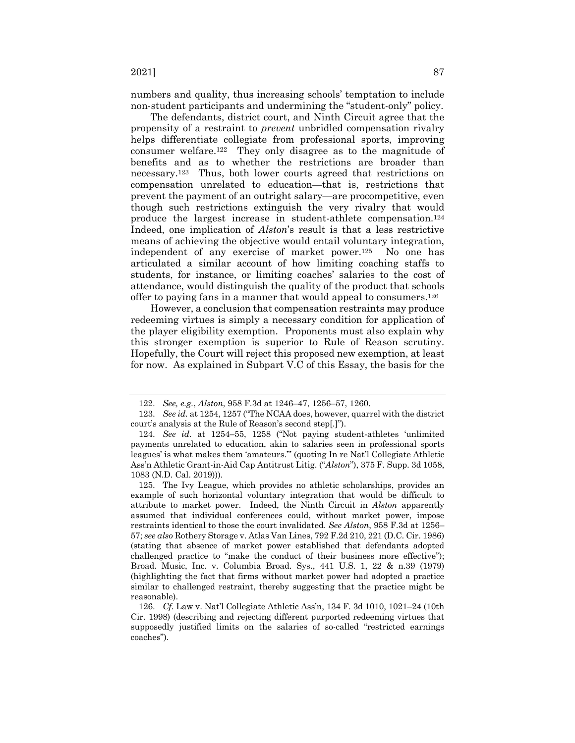numbers and quality, thus increasing schools' temptation to include non-student participants and undermining the "student-only" policy.

The defendants, district court, and Ninth Circuit agree that the propensity of a restraint to *prevent* unbridled compensation rivalry helps differentiate collegiate from professional sports, improving consumer welfare.[122] They only disagree as to the magnitude of benefits and as to whether the restrictions are broader than necessary.[123] Thus, both lower courts agreed that restrictions on compensation unrelated to education—that is, restrictions that prevent the payment of an outright salary—are procompetitive, even though such restrictions extinguish the very rivalry that would produce the largest increase in student-athlete compensation.[124] Indeed, one implication of *Alston*'s result is that a less restrictive means of achieving the objective would entail voluntary integration, independent of any exercise of market power.[125] No one has articulated a similar account of how limiting coaching staffs to students, for instance, or limiting coaches' salaries to the cost of attendance, would distinguish the quality of the product that schools offer to paying fans in a manner that would appeal to consumers.[126]

However, a conclusion that compensation restraints may produce redeeming virtues is simply a necessary condition for application of the player eligibility exemption. Proponents must also explain why this stronger exemption is superior to Rule of Reason scrutiny. Hopefully, the Court will reject this proposed new exemption, at least for now. As explained in Subpart V.C of this Essay, the basis for the

---

122. *See, e.g.*, *Alston*, 958 F.3d at 1246–47, 1256–57, 1260.

123. *See id.* at 1254, 1257 ("The NCAA does, however, quarrel with the district court's analysis at the Rule of Reason's second step[.]").

124. *See id.* at 1254–55, 1258 ("Not paying student-athletes 'unlimited payments unrelated to education, akin to salaries seen in professional sports leagues' is what makes them 'amateurs.'" (quoting In re Nat'l Collegiate Athletic Ass'n Athletic Grant-in-Aid Cap Antitrust Litig. ("*Alston*"), 375 F. Supp. 3d 1058, 1083 (N.D. Cal. 2019))).

125. The Ivy League, which provides no athletic scholarships, provides an example of such horizontal voluntary integration that would be difficult to attribute to market power. Indeed, the Ninth Circuit in *Alston* apparently assumed that individual conferences could, without market power, impose restraints identical to those the court invalidated. *See Alston*, 958 F.3d at 1256–57; *see also* Rothery Storage v. Atlas Van Lines, 792 F.2d 210, 221 (D.C. Cir. 1986) (stating that absence of market power established that defendants adopted challenged practice to "make the conduct of their business more effective"); Broad. Music, Inc. v. Columbia Broad. Sys., 441 U.S. 1, 22 & n.39 (1979) (highlighting the fact that firms without market power had adopted a practice similar to challenged restraint, thereby suggesting that the practice might be reasonable).

126. *Cf.* Law v. Nat'l Collegiate Athletic Ass'n, 134 F. 3d 1010, 1021–24 (10th Cir. 1998) (describing and rejecting different purported redeeming virtues that supposedly justified limits on the salaries of so-called "restricted earnings coaches").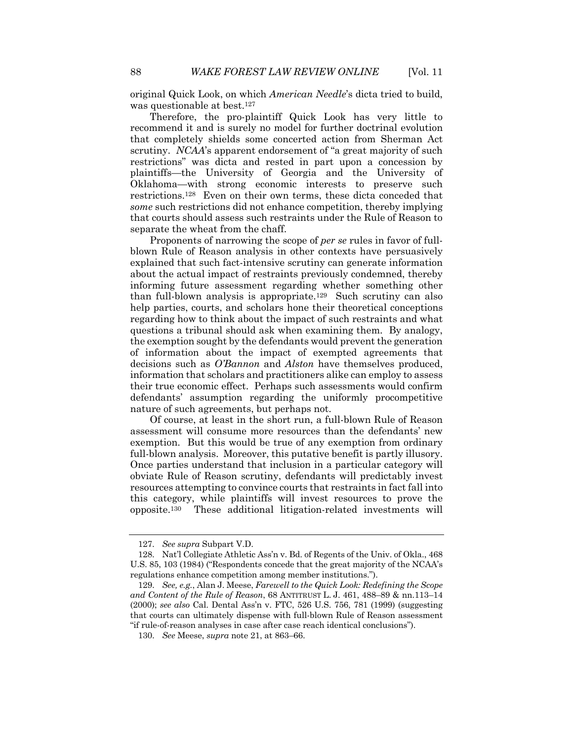original Quick Look, on which *American Needle*'s dicta tried to build, was questionable at best.[127]

Therefore, the pro-plaintiff Quick Look has very little to recommend it and is surely no model for further doctrinal evolution that completely shields some concerted action from Sherman Act scrutiny. *NCAA*'s apparent endorsement of "a great majority of such restrictions" was dicta and rested in part upon a concession by plaintiffs—the University of Georgia and the University of Oklahoma—with strong economic interests to preserve such restrictions.[128] Even on their own terms, these dicta conceded that *some* such restrictions did not enhance competition, thereby implying that courts should assess such restraints under the Rule of Reason to separate the wheat from the chaff.

Proponents of narrowing the scope of *per se* rules in favor of full-blown Rule of Reason analysis in other contexts have persuasively explained that such fact-intensive scrutiny can generate information about the actual impact of restraints previously condemned, thereby informing future assessment regarding whether something other than full-blown analysis is appropriate.[129] Such scrutiny can also help parties, courts, and scholars hone their theoretical conceptions regarding how to think about the impact of such restraints and what questions a tribunal should ask when examining them. By analogy, the exemption sought by the defendants would prevent the generation of information about the impact of exempted agreements that decisions such as *O'Bannon* and *Alston* have themselves produced, information that scholars and practitioners alike can employ to assess their true economic effect. Perhaps such assessments would confirm defendants' assumption regarding the uniformly procompetitive nature of such agreements, but perhaps not.

Of course, at least in the short run, a full-blown Rule of Reason assessment will consume more resources than the defendants' new exemption. But this would be true of any exemption from ordinary full-blown analysis. Moreover, this putative benefit is partly illusory. Once parties understand that inclusion in a particular category will obviate Rule of Reason scrutiny, defendants will predictably invest resources attempting to convince courts that restraints in fact fall into this category, while plaintiffs will invest resources to prove the opposite.[130] These additional litigation-related investments will

---

127. *See supra* Subpart V.D.

128. Nat'l Collegiate Athletic Ass'n v. Bd. of Regents of the Univ. of Okla., 468 U.S. 85, 103 (1984) ("Respondents concede that the great majority of the NCAA's regulations enhance competition among member institutions.").

129. *See, e.g.*, Alan J. Meese, *Farewell to the Quick Look: Redefining the Scope and Content of the Rule of Reason*, 68 ANTITRUST L. J. 461, 488–89 & nn.113–14 (2000); *see also* Cal. Dental Ass'n v. FTC, 526 U.S. 756, 781 (1999) (suggesting that courts can ultimately dispense with full-blown Rule of Reason assessment "if rule-of-reason analyses in case after case reach identical conclusions").

130. *See* Meese, *supra* note 21, at 863–66.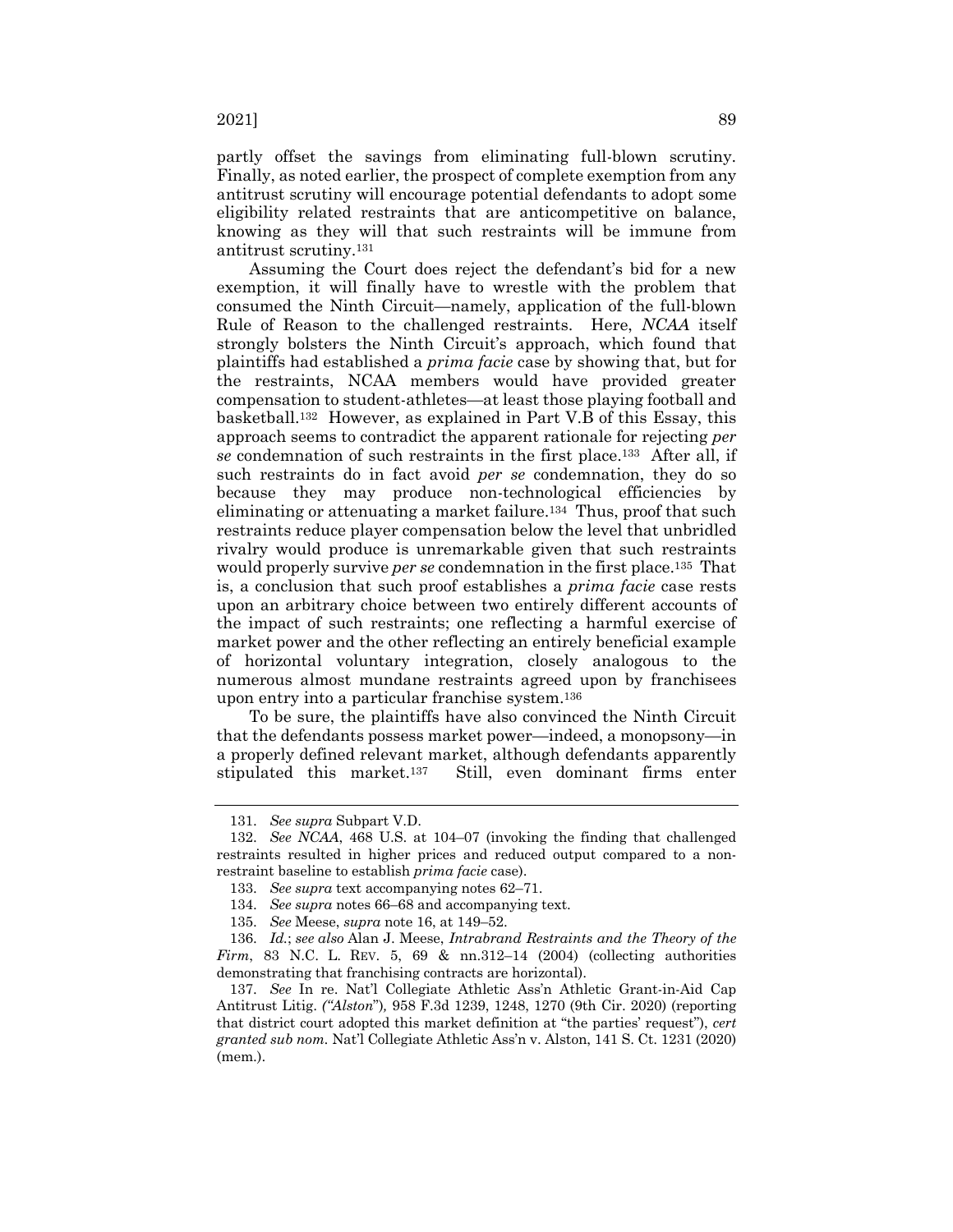partly offset the savings from eliminating full-blown scrutiny. Finally, as noted earlier, the prospect of complete exemption from any antitrust scrutiny will encourage potential defendants to adopt some eligibility related restraints that are anticompetitive on balance, knowing as they will that such restraints will be immune from antitrust scrutiny.[131]

Assuming the Court does reject the defendant's bid for a new exemption, it will finally have to wrestle with the problem that consumed the Ninth Circuit—namely, application of the full-blown Rule of Reason to the challenged restraints. Here, *NCAA* itself strongly bolsters the Ninth Circuit's approach, which found that plaintiffs had established a *prima facie* case by showing that, but for the restraints, NCAA members would have provided greater compensation to student-athletes—at least those playing football and basketball.[132] However, as explained in Part V.B of this Essay, this approach seems to contradict the apparent rationale for rejecting *per se* condemnation of such restraints in the first place.[133] After all, if such restraints do in fact avoid *per se* condemnation, they do so because they may produce non-technological efficiencies by eliminating or attenuating a market failure.[134] Thus, proof that such restraints reduce player compensation below the level that unbridled rivalry would produce is unremarkable given that such restraints would properly survive *per se* condemnation in the first place.[135] That is, a conclusion that such proof establishes a *prima facie* case rests upon an arbitrary choice between two entirely different accounts of the impact of such restraints; one reflecting a harmful exercise of market power and the other reflecting an entirely beneficial example of horizontal voluntary integration, closely analogous to the numerous almost mundane restraints agreed upon by franchisees upon entry into a particular franchise system.[136]

To be sure, the plaintiffs have also convinced the Ninth Circuit that the defendants possess market power—indeed, a monopsony—in a properly defined relevant market, although defendants apparently stipulated this market.[137] Still, even dominant firms enter

---

131. *See supra* Subpart V.D.

132. *See NCAA*, 468 U.S. at 104–07 (invoking the finding that challenged restraints resulted in higher prices and reduced output compared to a non-restraint baseline to establish *prima facie* case).

133. *See supra* text accompanying notes 62–71.

134. *See supra* notes 66–68 and accompanying text.

135. *See* Meese, *supra* note 16, at 149–52.

136. *Id.*; *see also* Alan J. Meese, *Intrabrand Restraints and the Theory of the Firm*, 83 N.C. L. REV. 5, 69 & nn.312–14 (2004) (collecting authorities demonstrating that franchising contracts are horizontal).

137. *See* In re. Nat'l Collegiate Athletic Ass'n Athletic Grant-in-Aid Cap Antitrust Litig. *("Alston")*, 958 F.3d 1239, 1248, 1270 (9th Cir. 2020) (reporting that district court adopted this market definition at "the parties' request"), *cert granted sub nom.* Nat'l Collegiate Athletic Ass'n v. Alston, 141 S. Ct. 1231 (2020) (mem.).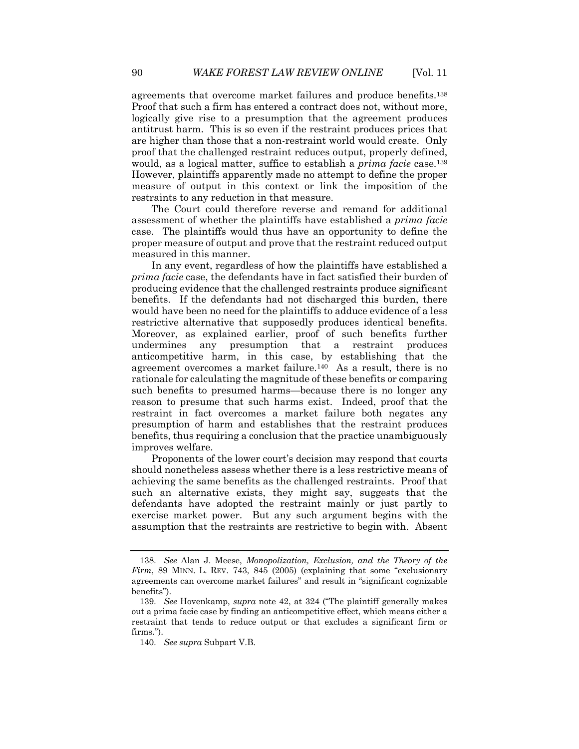agreements that overcome market failures and produce benefits.[138] Proof that such a firm has entered a contract does not, without more, logically give rise to a presumption that the agreement produces antitrust harm. This is so even if the restraint produces prices that are higher than those that a non-restraint world would create. Only proof that the challenged restraint reduces output, properly defined, would, as a logical matter, suffice to establish a *prima facie* case.[139] However, plaintiffs apparently made no attempt to define the proper measure of output in this context or link the imposition of the restraints to any reduction in that measure.

The Court could therefore reverse and remand for additional assessment of whether the plaintiffs have established a *prima facie* case. The plaintiffs would thus have an opportunity to define the proper measure of output and prove that the restraint reduced output measured in this manner.

In any event, regardless of how the plaintiffs have established a *prima facie* case, the defendants have in fact satisfied their burden of producing evidence that the challenged restraints produce significant benefits. If the defendants had not discharged this burden, there would have been no need for the plaintiffs to adduce evidence of a less restrictive alternative that supposedly produces identical benefits. Moreover, as explained earlier, proof of such benefits further undermines any presumption that a restraint produces anticompetitive harm, in this case, by establishing that the agreement overcomes a market failure.[140] As a result, there is no rationale for calculating the magnitude of these benefits or comparing such benefits to presumed harms—because there is no longer any reason to presume that such harms exist. Indeed, proof that the restraint in fact overcomes a market failure both negates any presumption of harm and establishes that the restraint produces benefits, thus requiring a conclusion that the practice unambiguously improves welfare.

Proponents of the lower court's decision may respond that courts should nonetheless assess whether there is a less restrictive means of achieving the same benefits as the challenged restraints. Proof that such an alternative exists, they might say, suggests that the defendants have adopted the restraint mainly or just partly to exercise market power. But any such argument begins with the assumption that the restraints are restrictive to begin with. Absent

---

138. *See* Alan J. Meese, *Monopolization, Exclusion, and the Theory of the Firm*, 89 MINN. L. REV. 743, 845 (2005) (explaining that some "exclusionary agreements can overcome market failures" and result in "significant cognizable benefits").

139. *See* Hovenkamp, *supra* note 42, at 324 ("The plaintiff generally makes out a prima facie case by finding an anticompetitive effect, which means either a restraint that tends to reduce output or that excludes a significant firm or firms.").

140. *See supra* Subpart V.B.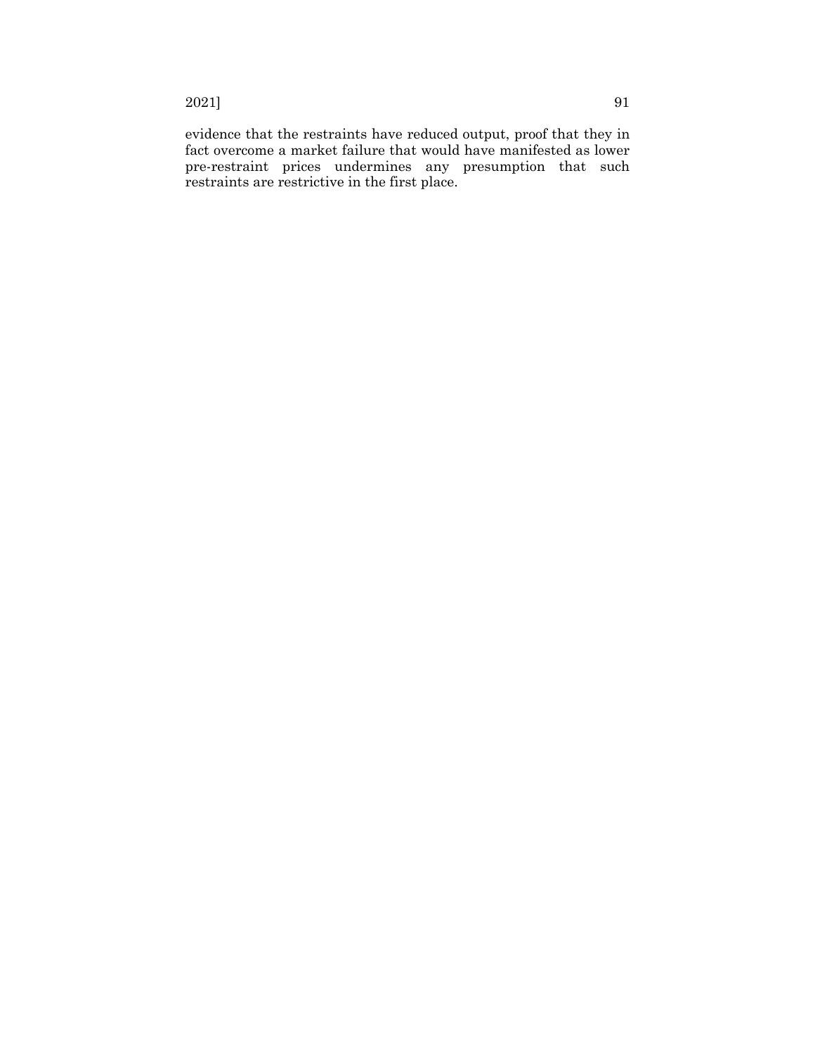evidence that the restraints have reduced output, proof that they in fact overcome a market failure that would have manifested as lower pre-restraint prices undermines any presumption that such restraints are restrictive in the first place.